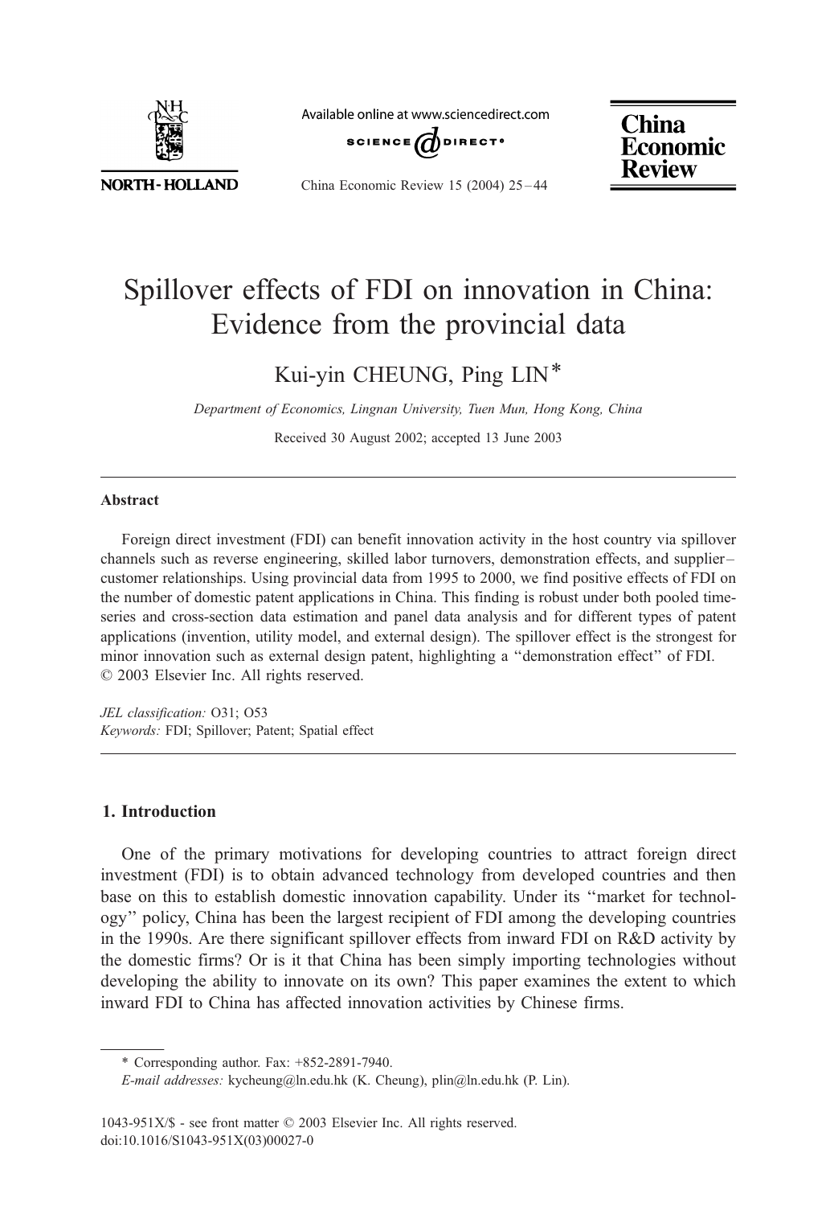# Spillover effects of FDI on innovation in China: Evidence from the provincial data

Kui-yin CHEUNG, Ping LIN*

*Department of Economics, Lingnan University, Tuen Mun, Hong Kong, China*

Received 30 August 2002; accepted 13 June 2003

## Abstract

Foreign direct investment (FDI) can benefit innovation activity in the host country via spillover channels such as reverse engineering, skilled labor turnovers, demonstration effects, and supplier–customer relationships. Using provincial data from 1995 to 2000, we find positive effects of FDI on the number of domestic patent applications in China. This finding is robust under both pooled time-series and cross-section data estimation and panel data analysis and for different types of patent applications (invention, utility model, and external design). The spillover effect is the strongest for minor innovation such as external design patent, highlighting a "demonstration effect" of FDI.

© 2003 Elsevier Inc. All rights reserved.

*JEL classification:* O31; O53

*Keywords:* FDI; Spillover; Patent; Spatial effect

## 1. Introduction

One of the primary motivations for developing countries to attract foreign direct investment (FDI) is to obtain advanced technology from developed countries and then base on this to establish domestic innovation capability. Under its "market for technology" policy, China has been the largest recipient of FDI among the developing countries in the 1990s. Are there significant spillover effects from inward FDI on R&D activity by the domestic firms? Or is it that China has been simply importing technologies without developing the ability to innovate on its own? This paper examines the extent to which inward FDI to China has affected innovation activities by Chinese firms.

* Corresponding author. Fax: +852-2891-7940.

*E-mail addresses:* kycheung@ln.edu.hk (K. Cheung), plin@ln.edu.hk (P. Lin).

1043-951X/$ - see front matter © 2003 Elsevier Inc. All rights reserved.
doi:10.1016/S1043-951X(03)00027-0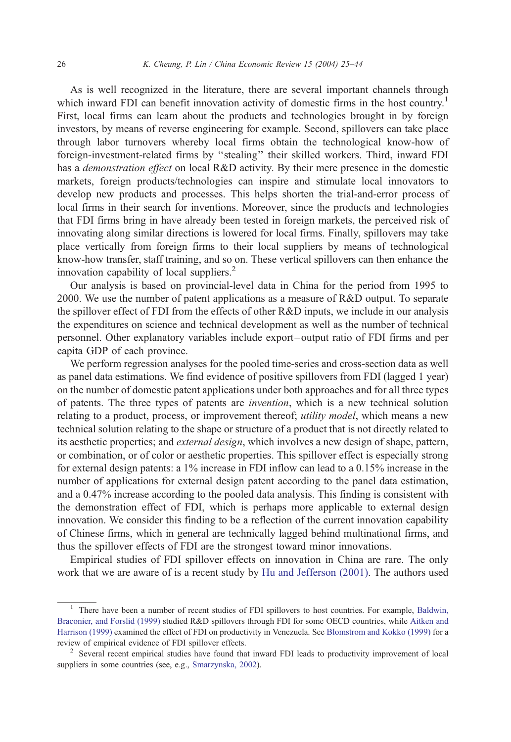As is well recognized in the literature, there are several important channels through which inward FDI can benefit innovation activity of domestic firms in the host country.[1] First, local firms can learn about the products and technologies brought in by foreign investors, by means of reverse engineering for example. Second, spillovers can take place through labor turnovers whereby local firms obtain the technological know-how of foreign-investment-related firms by ‘‘stealing’’ their skilled workers. Third, inward FDI has a *demonstration effect* on local R&D activity. By their mere presence in the domestic markets, foreign products/technologies can inspire and stimulate local innovators to develop new products and processes. This helps shorten the trial-and-error process of local firms in their search for inventions. Moreover, since the products and technologies that FDI firms bring in have already been tested in foreign markets, the perceived risk of innovating along similar directions is lowered for local firms. Finally, spillovers may take place vertically from foreign firms to their local suppliers by means of technological know-how transfer, staff training, and so on. These vertical spillovers can then enhance the innovation capability of local suppliers.[2]

Our analysis is based on provincial-level data in China for the period from 1995 to 2000. We use the number of patent applications as a measure of R&D output. To separate the spillover effect of FDI from the effects of other R&D inputs, we include in our analysis the expenditures on science and technical development as well as the number of technical personnel. Other explanatory variables include export–output ratio of FDI firms and per capita GDP of each province.

We perform regression analyses for the pooled time-series and cross-section data as well as panel data estimations. We find evidence of positive spillovers from FDI (lagged 1 year) on the number of domestic patent applications under both approaches and for all three types of patents. The three types of patents are *invention*, which is a new technical solution relating to a product, process, or improvement thereof; *utility model*, which means a new technical solution relating to the shape or structure of a product that is not directly related to its aesthetic properties; and *external design*, which involves a new design of shape, pattern, or combination, or of color or aesthetic properties. This spillover effect is especially strong for external design patents: a 1% increase in FDI inflow can lead to a 0.15% increase in the number of applications for external design patent according to the panel data estimation, and a 0.47% increase according to the pooled data analysis. This finding is consistent with the demonstration effect of FDI, which is perhaps more applicable to external design innovation. We consider this finding to be a reflection of the current innovation capability of Chinese firms, which in general are technically lagged behind multinational firms, and thus the spillover effects of FDI are the strongest toward minor innovations.

Empirical studies of FDI spillover effects on innovation in China are rare. The only work that we are aware of is a recent study by Hu and Jefferson (2001). The authors used

---

[1] There have been a number of recent studies of FDI spillovers to host countries. For example, Baldwin, Braconier, and Forslid (1999) studied R&D spillovers through FDI for some OECD countries, while Aitken and Harrison (1999) examined the effect of FDI on productivity in Venezuela. See Blomstrom and Kokko (1999) for a review of empirical evidence of FDI spillover effects.

[2] Several recent empirical studies have found that inward FDI leads to productivity improvement of local suppliers in some countries (see, e.g., Smarzynska, 2002).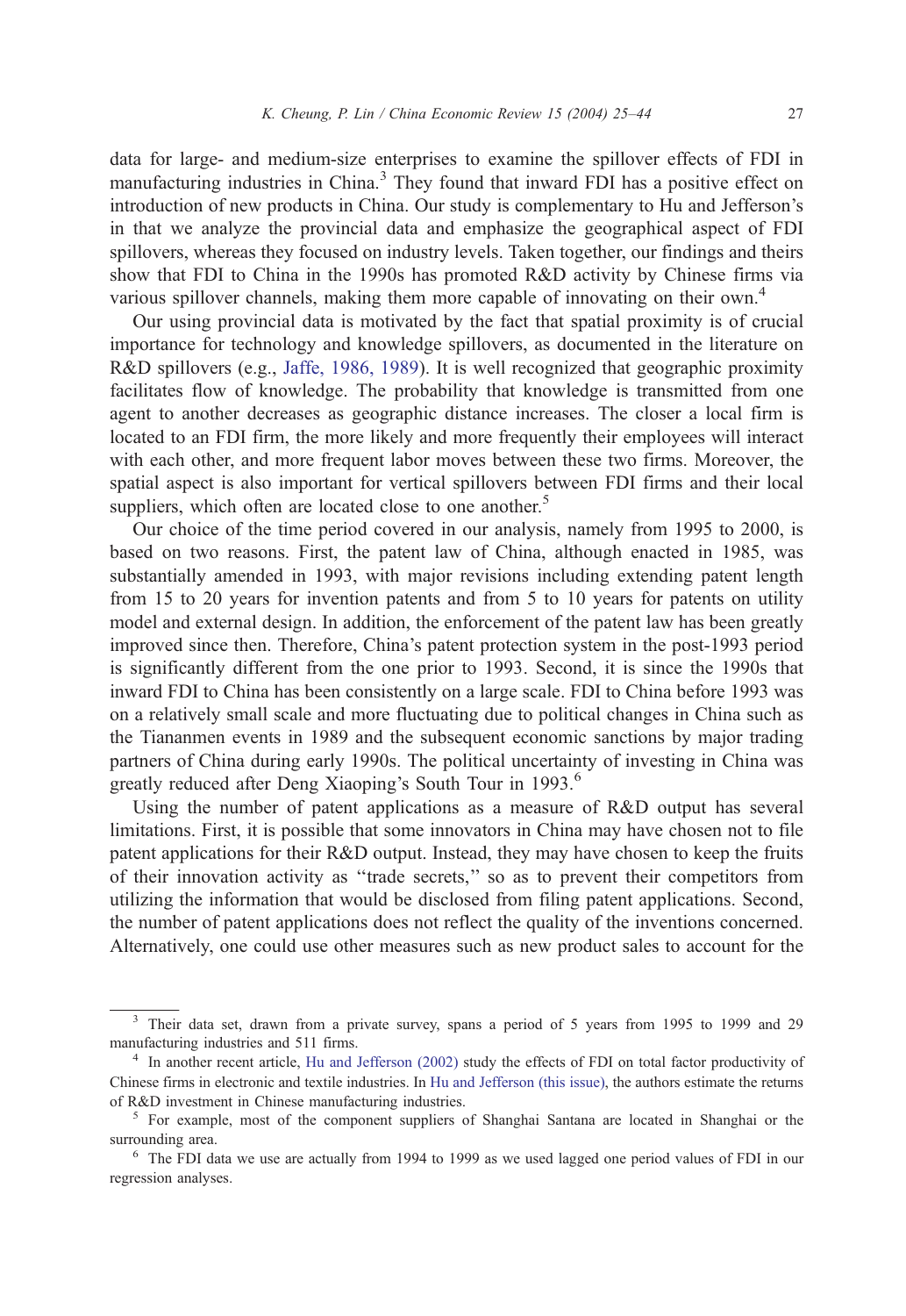data for large- and medium-size enterprises to examine the spillover effects of FDI in manufacturing industries in China.[3] They found that inward FDI has a positive effect on introduction of new products in China. Our study is complementary to Hu and Jefferson's in that we analyze the provincial data and emphasize the geographical aspect of FDI spillovers, whereas they focused on industry levels. Taken together, our findings and theirs show that FDI to China in the 1990s has promoted R&D activity by Chinese firms via various spillover channels, making them more capable of innovating on their own.[4]

Our using provincial data is motivated by the fact that spatial proximity is of crucial importance for technology and knowledge spillovers, as documented in the literature on R&D spillovers (e.g., Jaffe, 1986, 1989). It is well recognized that geographic proximity facilitates flow of knowledge. The probability that knowledge is transmitted from one agent to another decreases as geographic distance increases. The closer a local firm is located to an FDI firm, the more likely and more frequently their employees will interact with each other, and more frequent labor moves between these two firms. Moreover, the spatial aspect is also important for vertical spillovers between FDI firms and their local suppliers, which often are located close to one another.[5]

Our choice of the time period covered in our analysis, namely from 1995 to 2000, is based on two reasons. First, the patent law of China, although enacted in 1985, was substantially amended in 1993, with major revisions including extending patent length from 15 to 20 years for invention patents and from 5 to 10 years for patents on utility model and external design. In addition, the enforcement of the patent law has been greatly improved since then. Therefore, China's patent protection system in the post-1993 period is significantly different from the one prior to 1993. Second, it is since the 1990s that inward FDI to China has been consistently on a large scale. FDI to China before 1993 was on a relatively small scale and more fluctuating due to political changes in China such as the Tiananmen events in 1989 and the subsequent economic sanctions by major trading partners of China during early 1990s. The political uncertainty of investing in China was greatly reduced after Deng Xiaoping's South Tour in 1993.[6]

Using the number of patent applications as a measure of R&D output has several limitations. First, it is possible that some innovators in China may have chosen not to file patent applications for their R&D output. Instead, they may have chosen to keep the fruits of their innovation activity as "trade secrets," so as to prevent their competitors from utilizing the information that would be disclosed from filing patent applications. Second, the number of patent applications does not reflect the quality of the inventions concerned. Alternatively, one could use other measures such as new product sales to account for the

---

[3] Their data set, drawn from a private survey, spans a period of 5 years from 1995 to 1999 and 29 manufacturing industries and 511 firms.

[4] In another recent article, Hu and Jefferson (2002) study the effects of FDI on total factor productivity of Chinese firms in electronic and textile industries. In Hu and Jefferson (this issue), the authors estimate the returns of R&D investment in Chinese manufacturing industries.

[5] For example, most of the component suppliers of Shanghai Santana are located in Shanghai or the surrounding area.

[6] The FDI data we use are actually from 1994 to 1999 as we used lagged one period values of FDI in our regression analyses.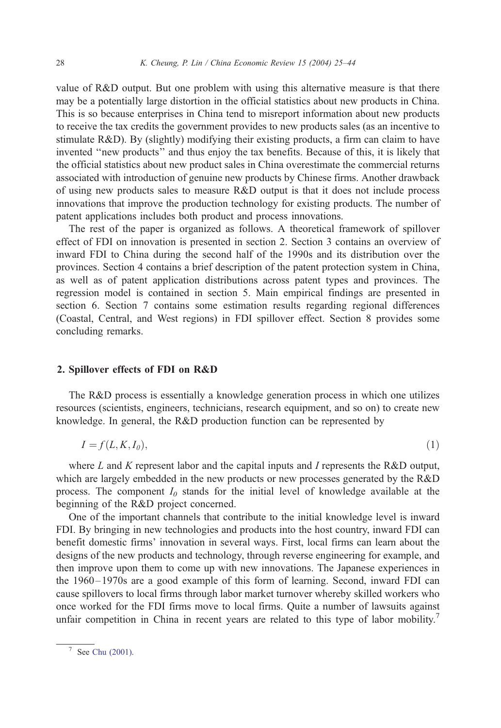value of R&D output. But one problem with using this alternative measure is that there may be a potentially large distortion in the official statistics about new products in China. This is so because enterprises in China tend to misreport information about new products to receive the tax credits the government provides to new products sales (as an incentive to stimulate R&D). By (slightly) modifying their existing products, a firm can claim to have invented ''new products'' and thus enjoy the tax benefits. Because of this, it is likely that the official statistics about new product sales in China overestimate the commercial returns associated with introduction of genuine new products by Chinese firms. Another drawback of using new products sales to measure R&D output is that it does not include process innovations that improve the production technology for existing products. The number of patent applications includes both product and process innovations.

The rest of the paper is organized as follows. A theoretical framework of spillover effect of FDI on innovation is presented in section 2. Section 3 contains an overview of inward FDI to China during the second half of the 1990s and its distribution over the provinces. Section 4 contains a brief description of the patent protection system in China, as well as of patent application distributions across patent types and provinces. The regression model is contained in section 5. Main empirical findings are presented in section 6. Section 7 contains some estimation results regarding regional differences (Coastal, Central, and West regions) in FDI spillover effect. Section 8 provides some concluding remarks.

## 2. Spillover effects of FDI on R&D

The R&D process is essentially a knowledge generation process in which one utilizes resources (scientists, engineers, technicians, research equipment, and so on) to create new knowledge. In general, the R&D production function can be represented by

$$I = f(L, K, I_0), \tag{1}$$

where $L$ and $K$ represent labor and the capital inputs and $I$ represents the R&D output, which are largely embedded in the new products or new processes generated by the R&D process. The component $I_0$ stands for the initial level of knowledge available at the beginning of the R&D project concerned.

One of the important channels that contribute to the initial knowledge level is inward FDI. By bringing in new technologies and products into the host country, inward FDI can benefit domestic firms' innovation in several ways. First, local firms can learn about the designs of the new products and technology, through reverse engineering for example, and then improve upon them to come up with new innovations. The Japanese experiences in the 1960–1970s are a good example of this form of learning. Second, inward FDI can cause spillovers to local firms through labor market turnover whereby skilled workers who once worked for the FDI firms move to local firms. Quite a number of lawsuits against unfair competition in China in recent years are related to this type of labor mobility.[7]

[7] See Chu (2001).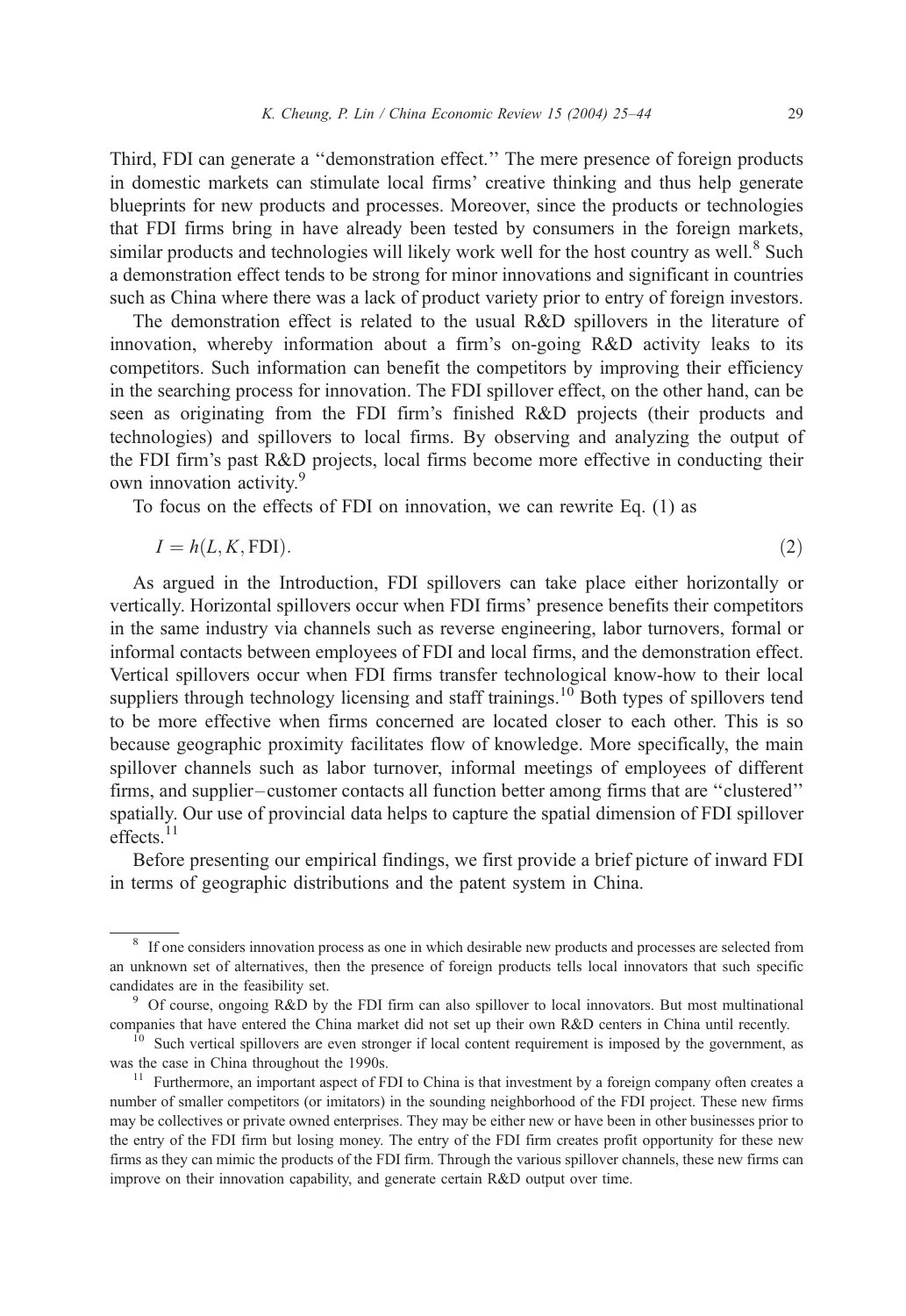Third, FDI can generate a ''demonstration effect.'' The mere presence of foreign products in domestic markets can stimulate local firms' creative thinking and thus help generate blueprints for new products and processes. Moreover, since the products or technologies that FDI firms bring in have already been tested by consumers in the foreign markets, similar products and technologies will likely work well for the host country as well.[8] Such a demonstration effect tends to be strong for minor innovations and significant in countries such as China where there was a lack of product variety prior to entry of foreign investors.

The demonstration effect is related to the usual R&D spillovers in the literature of innovation, whereby information about a firm's on-going R&D activity leaks to its competitors. Such information can benefit the competitors by improving their efficiency in the searching process for innovation. The FDI spillover effect, on the other hand, can be seen as originating from the FDI firm's finished R&D projects (their products and technologies) and spillovers to local firms. By observing and analyzing the output of the FDI firm's past R&D projects, local firms become more effective in conducting their own innovation activity.[9]

To focus on the effects of FDI on innovation, we can rewrite Eq. (1) as

$$I = h(L, K, \mathrm{FDI}). \tag{2}$$

As argued in the Introduction, FDI spillovers can take place either horizontally or vertically. Horizontal spillovers occur when FDI firms' presence benefits their competitors in the same industry via channels such as reverse engineering, labor turnovers, formal or informal contacts between employees of FDI and local firms, and the demonstration effect. Vertical spillovers occur when FDI firms transfer technological know-how to their local suppliers through technology licensing and staff trainings.[10] Both types of spillovers tend to be more effective when firms concerned are located closer to each other. This is so because geographic proximity facilitates flow of knowledge. More specifically, the main spillover channels such as labor turnover, informal meetings of employees of different firms, and supplier–customer contacts all function better among firms that are ''clustered'' spatially. Our use of provincial data helps to capture the spatial dimension of FDI spillover effects.[11]

Before presenting our empirical findings, we first provide a brief picture of inward FDI in terms of geographic distributions and the patent system in China.

---

[8] If one considers innovation process as one in which desirable new products and processes are selected from an unknown set of alternatives, then the presence of foreign products tells local innovators that such specific candidates are in the feasibility set.

[9] Of course, ongoing R&D by the FDI firm can also spillover to local innovators. But most multinational companies that have entered the China market did not set up their own R&D centers in China until recently.

[10] Such vertical spillovers are even stronger if local content requirement is imposed by the government, as was the case in China throughout the 1990s.

[11] Furthermore, an important aspect of FDI to China is that investment by a foreign company often creates a number of smaller competitors (or imitators) in the sounding neighborhood of the FDI project. These new firms may be collectives or private owned enterprises. They may be either new or have been in other businesses prior to the entry of the FDI firm but losing money. The entry of the FDI firm creates profit opportunity for these new firms as they can mimic the products of the FDI firm. Through the various spillover channels, these new firms can improve on their innovation capability, and generate certain R&D output over time.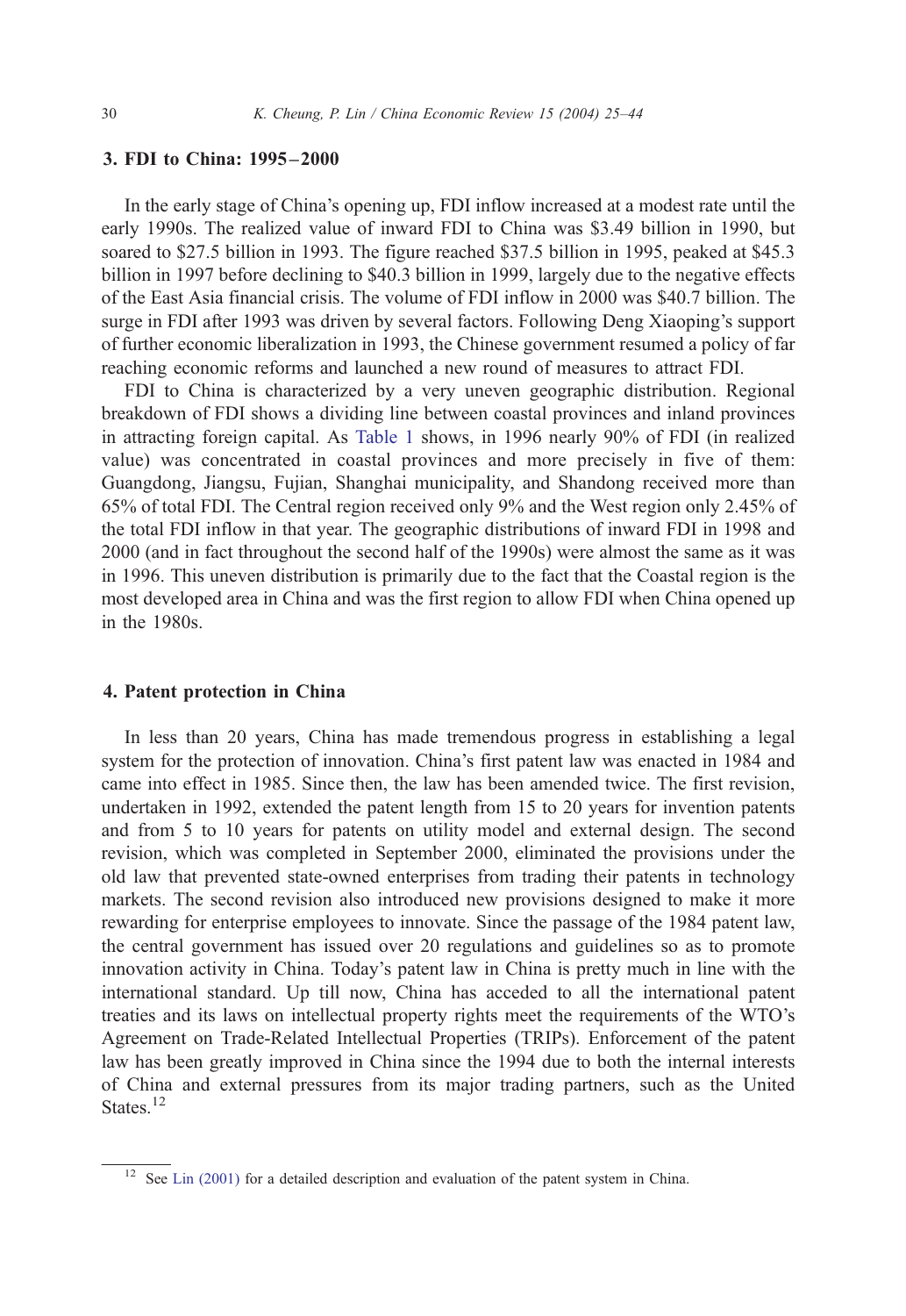## 3. FDI to China: 1995–2000

In the early stage of China's opening up, FDI inflow increased at a modest rate until the early 1990s. The realized value of inward FDI to China was \$3.49 billion in 1990, but soared to \$27.5 billion in 1993. The figure reached \$37.5 billion in 1995, peaked at \$45.3 billion in 1997 before declining to \$40.3 billion in 1999, largely due to the negative effects of the East Asia financial crisis. The volume of FDI inflow in 2000 was \$40.7 billion. The surge in FDI after 1993 was driven by several factors. Following Deng Xiaoping's support of further economic liberalization in 1993, the Chinese government resumed a policy of far reaching economic reforms and launched a new round of measures to attract FDI.

FDI to China is characterized by a very uneven geographic distribution. Regional breakdown of FDI shows a dividing line between coastal provinces and inland provinces in attracting foreign capital. As Table 1 shows, in 1996 nearly 90% of FDI (in realized value) was concentrated in coastal provinces and more precisely in five of them: Guangdong, Jiangsu, Fujian, Shanghai municipality, and Shandong received more than 65% of total FDI. The Central region received only 9% and the West region only 2.45% of the total FDI inflow in that year. The geographic distributions of inward FDI in 1998 and 2000 (and in fact throughout the second half of the 1990s) were almost the same as it was in 1996. This uneven distribution is primarily due to the fact that the Coastal region is the most developed area in China and was the first region to allow FDI when China opened up in the 1980s.

## 4. Patent protection in China

In less than 20 years, China has made tremendous progress in establishing a legal system for the protection of innovation. China's first patent law was enacted in 1984 and came into effect in 1985. Since then, the law has been amended twice. The first revision, undertaken in 1992, extended the patent length from 15 to 20 years for invention patents and from 5 to 10 years for patents on utility model and external design. The second revision, which was completed in September 2000, eliminated the provisions under the old law that prevented state-owned enterprises from trading their patents in technology markets. The second revision also introduced new provisions designed to make it more rewarding for enterprise employees to innovate. Since the passage of the 1984 patent law, the central government has issued over 20 regulations and guidelines so as to promote innovation activity in China. Today's patent law in China is pretty much in line with the international standard. Up till now, China has acceded to all the international patent treaties and its laws on intellectual property rights meet the requirements of the WTO's Agreement on Trade-Related Intellectual Properties (TRIPs). Enforcement of the patent law has been greatly improved in China since the 1994 due to both the internal interests of China and external pressures from its major trading partners, such as the United States.[12]

[12] See Lin (2001) for a detailed description and evaluation of the patent system in China.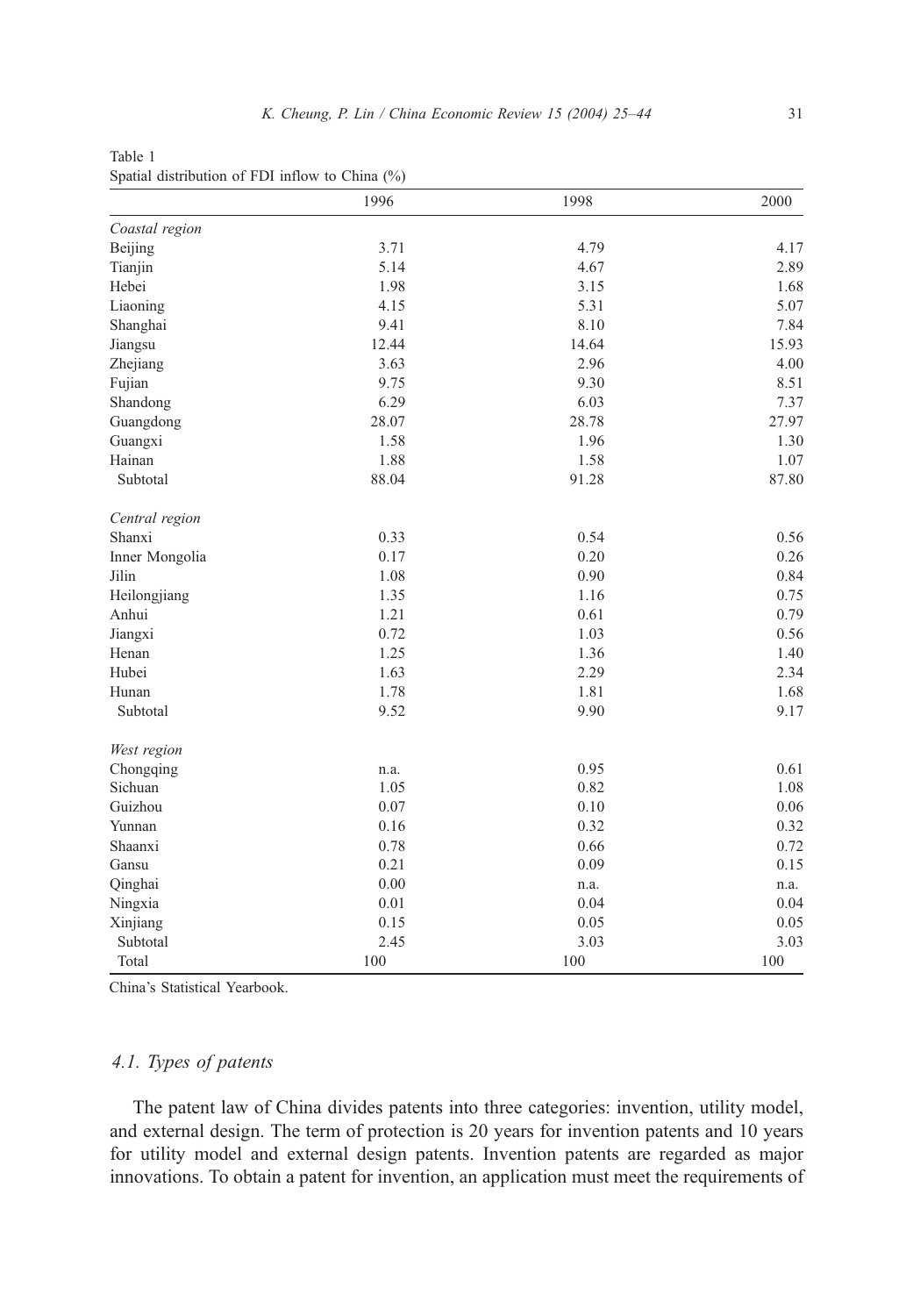Table 1
Spatial distribution of FDI inflow to China (%)

| | 1996 | 1998 | 2000 |
|---|---|---|---|
| *Coastal region* | | | |
| Beijing | 3.71 | 4.79 | 4.17 |
| Tianjin | 5.14 | 4.67 | 2.89 |
| Hebei | 1.98 | 3.15 | 1.68 |
| Liaoning | 4.15 | 5.31 | 5.07 |
| Shanghai | 9.41 | 8.10 | 7.84 |
| Jiangsu | 12.44 | 14.64 | 15.93 |
| Zhejiang | 3.63 | 2.96 | 4.00 |
| Fujian | 9.75 | 9.30 | 8.51 |
| Shandong | 6.29 | 6.03 | 7.37 |
| Guangdong | 28.07 | 28.78 | 27.97 |
| Guangxi | 1.58 | 1.96 | 1.30 |
| Hainan | 1.88 | 1.58 | 1.07 |
| Subtotal | 88.04 | 91.28 | 87.80 |
| *Central region* | | | |
| Shanxi | 0.33 | 0.54 | 0.56 |
| Inner Mongolia | 0.17 | 0.20 | 0.26 |
| Jilin | 1.08 | 0.90 | 0.84 |
| Heilongjiang | 1.35 | 1.16 | 0.75 |
| Anhui | 1.21 | 0.61 | 0.79 |
| Jiangxi | 0.72 | 1.03 | 0.56 |
| Henan | 1.25 | 1.36 | 1.40 |
| Hubei | 1.63 | 2.29 | 2.34 |
| Hunan | 1.78 | 1.81 | 1.68 |
| Subtotal | 9.52 | 9.90 | 9.17 |
| *West region* | | | |
| Chongqing | n.a. | 0.95 | 0.61 |
| Sichuan | 1.05 | 0.82 | 1.08 |
| Guizhou | 0.07 | 0.10 | 0.06 |
| Yunnan | 0.16 | 0.32 | 0.32 |
| Shaanxi | 0.78 | 0.66 | 0.72 |
| Gansu | 0.21 | 0.09 | 0.15 |
| Qinghai | 0.00 | n.a. | n.a. |
| Ningxia | 0.01 | 0.04 | 0.04 |
| Xinjiang | 0.15 | 0.05 | 0.05 |
| Subtotal | 2.45 | 3.03 | 3.03 |
| Total | 100 | 100 | 100 |

China's Statistical Yearbook.

### 4.1. *Types of patents*

The patent law of China divides patents into three categories: invention, utility model, and external design. The term of protection is 20 years for invention patents and 10 years for utility model and external design patents. Invention patents are regarded as major innovations. To obtain a patent for invention, an application must meet the requirements of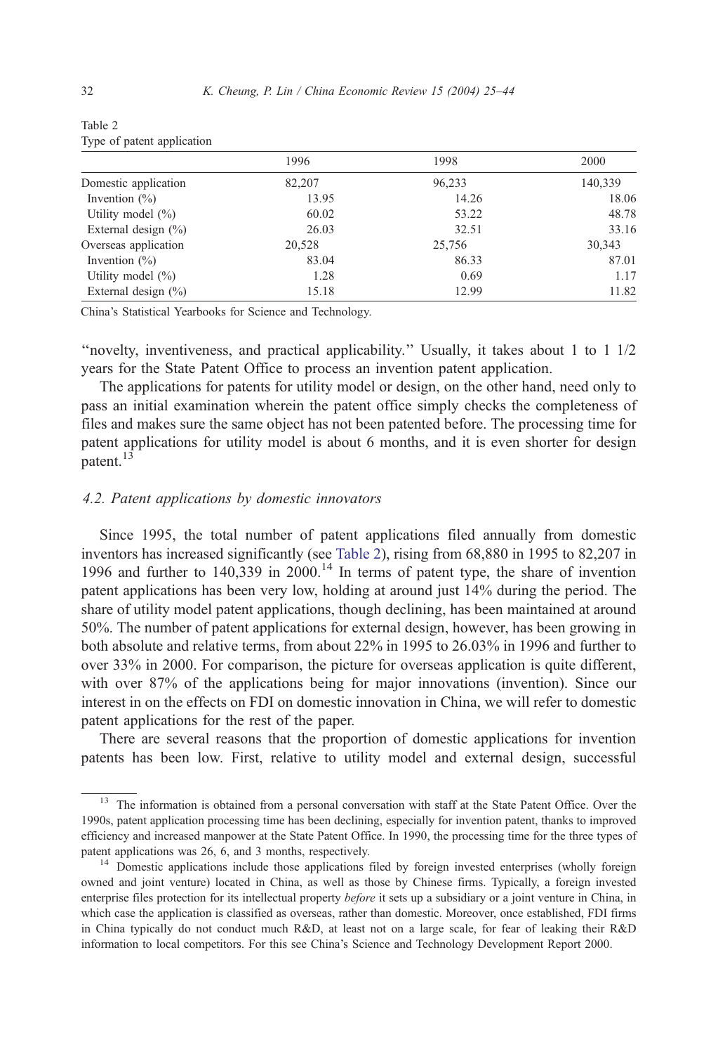Table 2
Type of patent application

| | 1996 | 1998 | 2000 |
|---|---|---|---|
| Domestic application | 82,207 | 96,233 | 140,339 |
| Invention (%) | 13.95 | 14.26 | 18.06 |
| Utility model (%) | 60.02 | 53.22 | 48.78 |
| External design (%) | 26.03 | 32.51 | 33.16 |
| Overseas application | 20,528 | 25,756 | 30,343 |
| Invention (%) | 83.04 | 86.33 | 87.01 |
| Utility model (%) | 1.28 | 0.69 | 1.17 |
| External design (%) | 15.18 | 12.99 | 11.82 |

China's Statistical Yearbooks for Science and Technology.

"novelty, inventiveness, and practical applicability." Usually, it takes about 1 to 1 1/2 years for the State Patent Office to process an invention patent application.

The applications for patents for utility model or design, on the other hand, need only to pass an initial examination wherein the patent office simply checks the completeness of files and makes sure the same object has not been patented before. The processing time for patent applications for utility model is about 6 months, and it is even shorter for design patent.[13]

### 4.2. Patent applications by domestic innovators

Since 1995, the total number of patent applications filed annually from domestic inventors has increased significantly (see Table 2), rising from 68,880 in 1995 to 82,207 in 1996 and further to 140,339 in 2000.[14] In terms of patent type, the share of invention patent applications has been very low, holding at around just 14% during the period. The share of utility model patent applications, though declining, has been maintained at around 50%. The number of patent applications for external design, however, has been growing in both absolute and relative terms, from about 22% in 1995 to 26.03% in 1996 and further to over 33% in 2000. For comparison, the picture for overseas application is quite different, with over 87% of the applications being for major innovations (invention). Since our interest in on the effects on FDI on domestic innovation in China, we will refer to domestic patent applications for the rest of the paper.

There are several reasons that the proportion of domestic applications for invention patents has been low. First, relative to utility model and external design, successful

[13] The information is obtained from a personal conversation with staff at the State Patent Office. Over the 1990s, patent application processing time has been declining, especially for invention patent, thanks to improved efficiency and increased manpower at the State Patent Office. In 1990, the processing time for the three types of patent applications was 26, 6, and 3 months, respectively.

[14] Domestic applications include those applications filed by foreign invested enterprises (wholly foreign owned and joint venture) located in China, as well as those by Chinese firms. Typically, a foreign invested enterprise files protection for its intellectual property *before* it sets up a subsidiary or a joint venture in China, in which case the application is classified as overseas, rather than domestic. Moreover, once established, FDI firms in China typically do not conduct much R&D, at least not on a large scale, for fear of leaking their R&D information to local competitors. For this see China's Science and Technology Development Report 2000.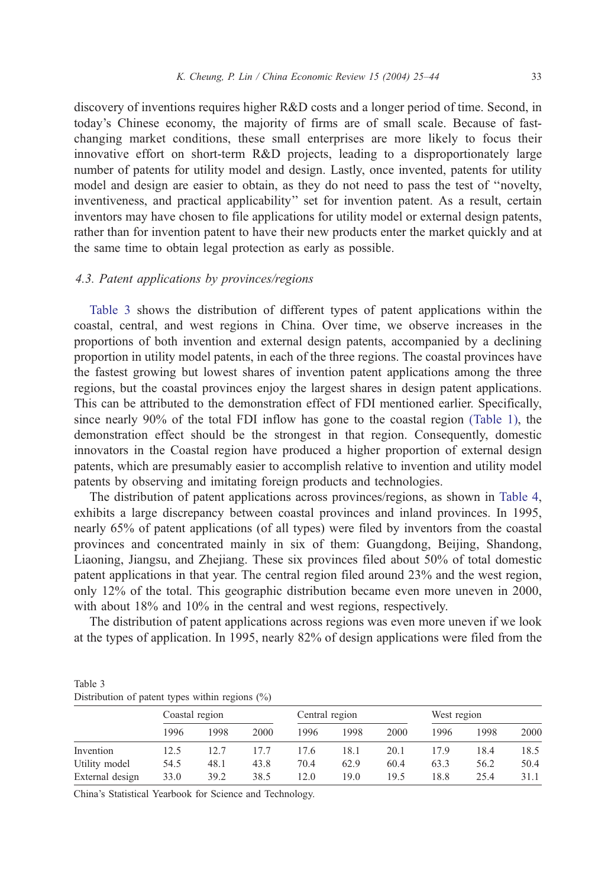discovery of inventions requires higher R&D costs and a longer period of time. Second, in today's Chinese economy, the majority of firms are of small scale. Because of fast-changing market conditions, these small enterprises are more likely to focus their innovative effort on short-term R&D projects, leading to a disproportionately large number of patents for utility model and design. Lastly, once invented, patents for utility model and design are easier to obtain, as they do not need to pass the test of ''novelty, inventiveness, and practical applicability'' set for invention patent. As a result, certain inventors may have chosen to file applications for utility model or external design patents, rather than for invention patent to have their new products enter the market quickly and at the same time to obtain legal protection as early as possible.

### *4.3. Patent applications by provinces/regions*

Table 3 shows the distribution of different types of patent applications within the coastal, central, and west regions in China. Over time, we observe increases in the proportions of both invention and external design patents, accompanied by a declining proportion in utility model patents, in each of the three regions. The coastal provinces have the fastest growing but lowest shares of invention patent applications among the three regions, but the coastal provinces enjoy the largest shares in design patent applications. This can be attributed to the demonstration effect of FDI mentioned earlier. Specifically, since nearly 90% of the total FDI inflow has gone to the coastal region (Table 1), the demonstration effect should be the strongest in that region. Consequently, domestic innovators in the Coastal region have produced a higher proportion of external design patents, which are presumably easier to accomplish relative to invention and utility model patents by observing and imitating foreign products and technologies.

The distribution of patent applications across provinces/regions, as shown in Table 4, exhibits a large discrepancy between coastal provinces and inland provinces. In 1995, nearly 65% of patent applications (of all types) were filed by inventors from the coastal provinces and concentrated mainly in six of them: Guangdong, Beijing, Shandong, Liaoning, Jiangsu, and Zhejiang. These six provinces filed about 50% of total domestic patent applications in that year. The central region filed around 23% and the west region, only 12% of the total. This geographic distribution became even more uneven in 2000, with about 18% and 10% in the central and west regions, respectively.

The distribution of patent applications across regions was even more uneven if we look at the types of application. In 1995, nearly 82% of design applications were filed from the

Table 3
Distribution of patent types within regions (%)

| | Coastal region | | | Central region | | | West region | | |
|---|---|---|---|---|---|---|---|---|---|
| | 1996 | 1998 | 2000 | 1996 | 1998 | 2000 | 1996 | 1998 | 2000 |
| Invention | 12.5 | 12.7 | 17.7 | 17.6 | 18.1 | 20.1 | 17.9 | 18.4 | 18.5 |
| Utility model | 54.5 | 48.1 | 43.8 | 70.4 | 62.9 | 60.4 | 63.3 | 56.2 | 50.4 |
| External design | 33.0 | 39.2 | 38.5 | 12.0 | 19.0 | 19.5 | 18.8 | 25.4 | 31.1 |

China's Statistical Yearbook for Science and Technology.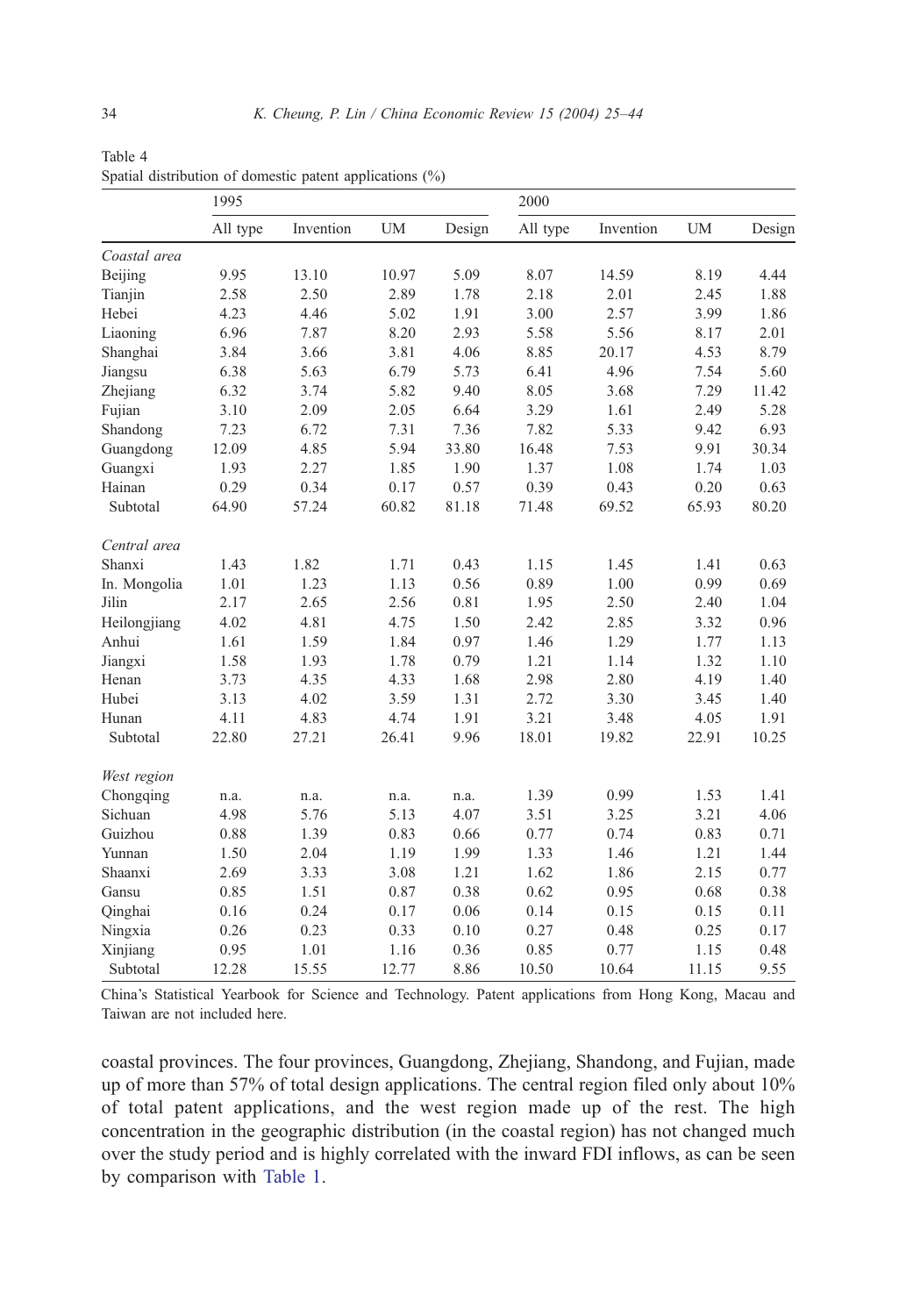Table 4
Spatial distribution of domestic patent applications (%)

| | 1995 | | | | 2000 | | | |
|---|---|---|---|---|---|---|---|---|
| | All type | Invention | UM | Design | All type | Invention | UM | Design |
| *Coastal area* | | | | | | | | |
| Beijing | 9.95 | 13.10 | 10.97 | 5.09 | 8.07 | 14.59 | 8.19 | 4.44 |
| Tianjin | 2.58 | 2.50 | 2.89 | 1.78 | 2.18 | 2.01 | 2.45 | 1.88 |
| Hebei | 4.23 | 4.46 | 5.02 | 1.91 | 3.00 | 2.57 | 3.99 | 1.86 |
| Liaoning | 6.96 | 7.87 | 8.20 | 2.93 | 5.58 | 5.56 | 8.17 | 2.01 |
| Shanghai | 3.84 | 3.66 | 3.81 | 4.06 | 8.85 | 20.17 | 4.53 | 8.79 |
| Jiangsu | 6.38 | 5.63 | 6.79 | 5.73 | 6.41 | 4.96 | 7.54 | 5.60 |
| Zhejiang | 6.32 | 3.74 | 5.82 | 9.40 | 8.05 | 3.68 | 7.29 | 11.42 |
| Fujian | 3.10 | 2.09 | 2.05 | 6.64 | 3.29 | 1.61 | 2.49 | 5.28 |
| Shandong | 7.23 | 6.72 | 7.31 | 7.36 | 7.82 | 5.33 | 9.42 | 6.93 |
| Guangdong | 12.09 | 4.85 | 5.94 | 33.80 | 16.48 | 7.53 | 9.91 | 30.34 |
| Guangxi | 1.93 | 2.27 | 1.85 | 1.90 | 1.37 | 1.08 | 1.74 | 1.03 |
| Hainan | 0.29 | 0.34 | 0.17 | 0.57 | 0.39 | 0.43 | 0.20 | 0.63 |
| Subtotal | 64.90 | 57.24 | 60.82 | 81.18 | 71.48 | 69.52 | 65.93 | 80.20 |
| *Central area* | | | | | | | | |
| Shanxi | 1.43 | 1.82 | 1.71 | 0.43 | 1.15 | 1.45 | 1.41 | 0.63 |
| In. Mongolia | 1.01 | 1.23 | 1.13 | 0.56 | 0.89 | 1.00 | 0.99 | 0.69 |
| Jilin | 2.17 | 2.65 | 2.56 | 0.81 | 1.95 | 2.50 | 2.40 | 1.04 |
| Heilongjiang | 4.02 | 4.81 | 4.75 | 1.50 | 2.42 | 2.85 | 3.32 | 0.96 |
| Anhui | 1.61 | 1.59 | 1.84 | 0.97 | 1.46 | 1.29 | 1.77 | 1.13 |
| Jiangxi | 1.58 | 1.93 | 1.78 | 0.79 | 1.21 | 1.14 | 1.32 | 1.10 |
| Henan | 3.73 | 4.35 | 4.33 | 1.68 | 2.98 | 2.80 | 4.19 | 1.40 |
| Hubei | 3.13 | 4.02 | 3.59 | 1.31 | 2.72 | 3.30 | 3.45 | 1.40 |
| Hunan | 4.11 | 4.83 | 4.74 | 1.91 | 3.21 | 3.48 | 4.05 | 1.91 |
| Subtotal | 22.80 | 27.21 | 26.41 | 9.96 | 18.01 | 19.82 | 22.91 | 10.25 |
| *West region* | | | | | | | | |
| Chongqing | n.a. | n.a. | n.a. | n.a. | 1.39 | 0.99 | 1.53 | 1.41 |
| Sichuan | 4.98 | 5.76 | 5.13 | 4.07 | 3.51 | 3.25 | 3.21 | 4.06 |
| Guizhou | 0.88 | 1.39 | 0.83 | 0.66 | 0.77 | 0.74 | 0.83 | 0.71 |
| Yunnan | 1.50 | 2.04 | 1.19 | 1.99 | 1.33 | 1.46 | 1.21 | 1.44 |
| Shaanxi | 2.69 | 3.33 | 3.08 | 1.21 | 1.62 | 1.86 | 2.15 | 0.77 |
| Gansu | 0.85 | 1.51 | 0.87 | 0.38 | 0.62 | 0.95 | 0.68 | 0.38 |
| Qinghai | 0.16 | 0.24 | 0.17 | 0.06 | 0.14 | 0.15 | 0.15 | 0.11 |
| Ningxia | 0.26 | 0.23 | 0.33 | 0.10 | 0.27 | 0.48 | 0.25 | 0.17 |
| Xinjiang | 0.95 | 1.01 | 1.16 | 0.36 | 0.85 | 0.77 | 1.15 | 0.48 |
| Subtotal | 12.28 | 15.55 | 12.77 | 8.86 | 10.50 | 10.64 | 11.15 | 9.55 |

China's Statistical Yearbook for Science and Technology. Patent applications from Hong Kong, Macau and Taiwan are not included here.

coastal provinces. The four provinces, Guangdong, Zhejiang, Shandong, and Fujian, made up of more than 57% of total design applications. The central region filed only about 10% of total patent applications, and the west region made up of the rest. The high concentration in the geographic distribution (in the coastal region) has not changed much over the study period and is highly correlated with the inward FDI inflows, as can be seen by comparison with Table 1.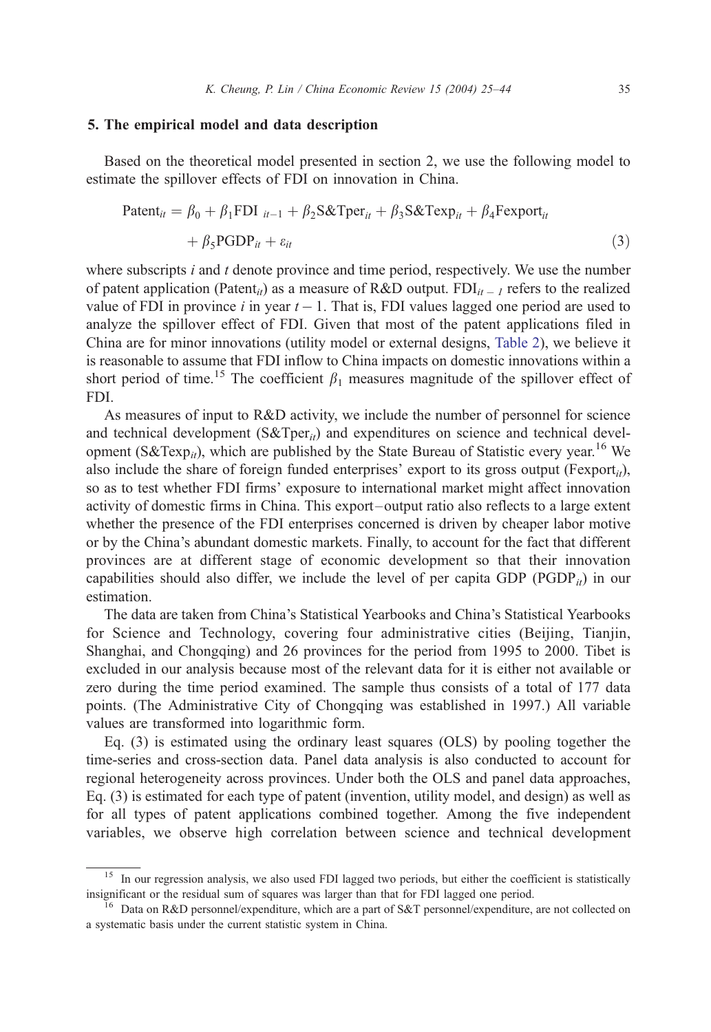## 5. The empirical model and data description

Based on the theoretical model presented in section 2, we use the following model to estimate the spillover effects of FDI on innovation in China.

$$\begin{aligned} \text{Patent}_{it} = {} & \beta_0 + \beta_1 \text{FDI}_{\ it-1} + \beta_2 \text{S\&Tper}_{it} + \beta_3 \text{S\&Texp}_{it} + \beta_4 \text{Fexport}_{it} \\ & + \beta_5 \text{PGDP}_{it} + \varepsilon_{it} \end{aligned} \tag{3}$$

where subscripts $i$ and $t$ denote province and time period, respectively. We use the number of patent application ($\text{Patent}_{it}$) as a measure of R&D output. $\text{FDI}_{it-1}$ refers to the realized value of FDI in province $i$ in year $t-1$. That is, FDI values lagged one period are used to analyze the spillover effect of FDI. Given that most of the patent applications filed in China are for minor innovations (utility model or external designs, Table 2), we believe it is reasonable to assume that FDI inflow to China impacts on domestic innovations within a short period of time.[15] The coefficient $\beta_1$ measures magnitude of the spillover effect of FDI.

As measures of input to R&D activity, we include the number of personnel for science and technical development ($\text{S\&Tper}_{it}$) and expenditures on science and technical development ($\text{S\&Texp}_{it}$), which are published by the State Bureau of Statistic every year.[16] We also include the share of foreign funded enterprises' export to its gross output ($\text{Fexport}_{it}$), so as to test whether FDI firms' exposure to international market might affect innovation activity of domestic firms in China. This export–output ratio also reflects to a large extent whether the presence of the FDI enterprises concerned is driven by cheaper labor motive or by the China's abundant domestic markets. Finally, to account for the fact that different provinces are at different stage of economic development so that their innovation capabilities should also differ, we include the level of per capita GDP ($\text{PGDP}_{it}$) in our estimation.

The data are taken from China's Statistical Yearbooks and China's Statistical Yearbooks for Science and Technology, covering four administrative cities (Beijing, Tianjin, Shanghai, and Chongqing) and 26 provinces for the period from 1995 to 2000. Tibet is excluded in our analysis because most of the relevant data for it is either not available or zero during the time period examined. The sample thus consists of a total of 177 data points. (The Administrative City of Chongqing was established in 1997.) All variable values are transformed into logarithmic form.

Eq. (3) is estimated using the ordinary least squares (OLS) by pooling together the time-series and cross-section data. Panel data analysis is also conducted to account for regional heterogeneity across provinces. Under both the OLS and panel data approaches, Eq. (3) is estimated for each type of patent (invention, utility model, and design) as well as for all types of patent applications combined together. Among the five independent variables, we observe high correlation between science and technical development

---

[15] In our regression analysis, we also used FDI lagged two periods, but either the coefficient is statistically insignificant or the residual sum of squares was larger than that for FDI lagged one period.

[16] Data on R&D personnel/expenditure, which are a part of S&T personnel/expenditure, are not collected on a systematic basis under the current statistic system in China.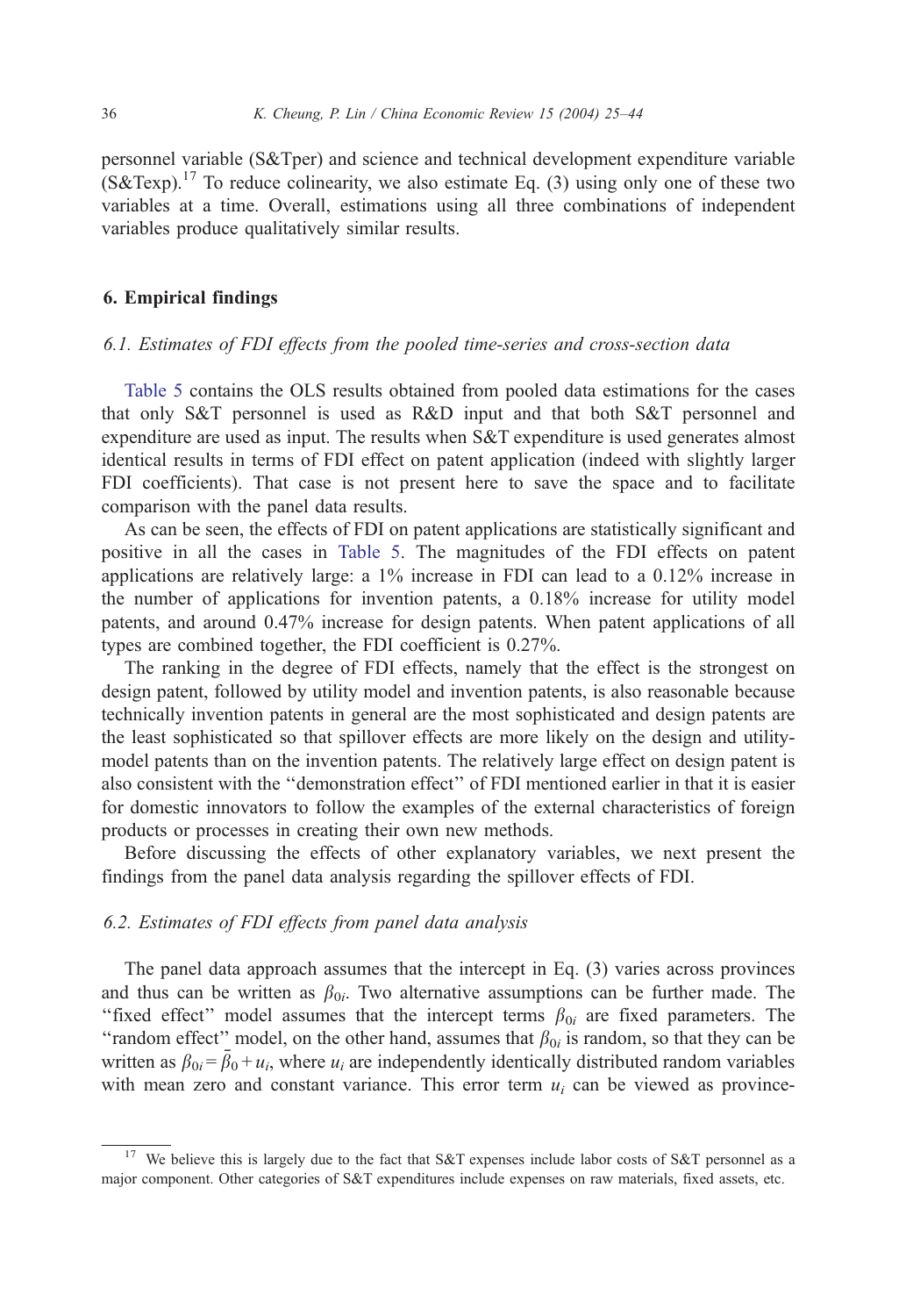personnel variable (S&Tper) and science and technical development expenditure variable (S&Texp).[17] To reduce colinearity, we also estimate Eq. (3) using only one of these two variables at a time. Overall, estimations using all three combinations of independent variables produce qualitatively similar results.

## 6. Empirical findings

### *6.1. Estimates of FDI effects from the pooled time-series and cross-section data*

Table 5 contains the OLS results obtained from pooled data estimations for the cases that only S&T personnel is used as R&D input and that both S&T personnel and expenditure are used as input. The results when S&T expenditure is used generates almost identical results in terms of FDI effect on patent application (indeed with slightly larger FDI coefficients). That case is not present here to save the space and to facilitate comparison with the panel data results.

As can be seen, the effects of FDI on patent applications are statistically significant and positive in all the cases in Table 5. The magnitudes of the FDI effects on patent applications are relatively large: a 1% increase in FDI can lead to a 0.12% increase in the number of applications for invention patents, a 0.18% increase for utility model patents, and around 0.47% increase for design patents. When patent applications of all types are combined together, the FDI coefficient is 0.27%.

The ranking in the degree of FDI effects, namely that the effect is the strongest on design patent, followed by utility model and invention patents, is also reasonable because technically invention patents in general are the most sophisticated and design patents are the least sophisticated so that spillover effects are more likely on the design and utility-model patents than on the invention patents. The relatively large effect on design patent is also consistent with the ''demonstration effect'' of FDI mentioned earlier in that it is easier for domestic innovators to follow the examples of the external characteristics of foreign products or processes in creating their own new methods.

Before discussing the effects of other explanatory variables, we next present the findings from the panel data analysis regarding the spillover effects of FDI.

### *6.2. Estimates of FDI effects from panel data analysis*

The panel data approach assumes that the intercept in Eq. (3) varies across provinces and thus can be written as $\beta_{0i}$. Two alternative assumptions can be further made. The ''fixed effect'' model assumes that the intercept terms $\beta_{0i}$ are fixed parameters. The ''random effect'' model, on the other hand, assumes that $\beta_{0i}$ is random, so that they can be written as $\beta_{0i} = \bar{\beta}_0 + u_i$, where $u_i$ are independently identically distributed random variables with mean zero and constant variance. This error term $u_i$ can be viewed as province-

---

[17] We believe this is largely due to the fact that S&T expenses include labor costs of S&T personnel as a major component. Other categories of S&T expenditures include expenses on raw materials, fixed assets, etc.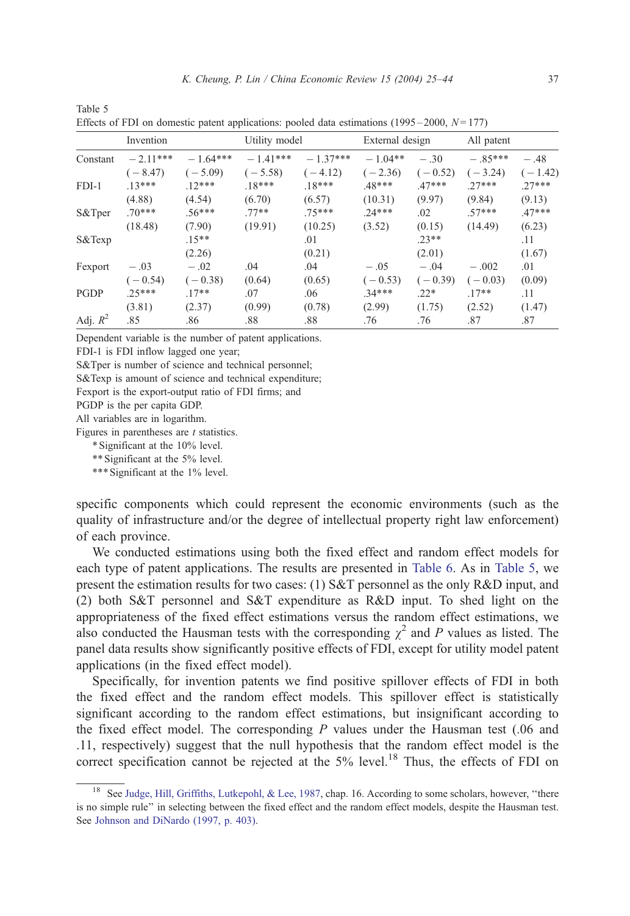Table 5
Effects of FDI on domestic patent applications: pooled data estimations (1995–2000, $N = 177$)

| | Invention | | Utility model | | External design | | All patent | |
|---|---|---|---|---|---|---|---|---|
| Constant | −2.11*** | −1.64*** | −1.41*** | −1.37*** | −1.04** | −.30 | −.85*** | −.48 |
| | (−8.47) | (−5.09) | (−5.58) | (−4.12) | (−2.36) | (−0.52) | (−3.24) | (−1.42) |
| FDI-1 | .13*** | .12*** | .18*** | .18*** | .48*** | .47*** | .27*** | .27*** |
| | (4.88) | (4.54) | (6.70) | (6.57) | (10.31) | (9.97) | (9.84) | (9.13) |
| S&Tper | .70*** | .56*** | .77** | .75*** | .24*** | .02 | .57*** | .47*** |
| | (18.48) | (7.90) | (19.91) | (10.25) | (3.52) | (0.15) | (14.49) | (6.23) |
| S&Texp | | .15** | | .01 | | .23** | | .11 |
| | | (2.26) | | (0.21) | | (2.01) | | (1.67) |
| Fexport | −.03 | −.02 | .04 | .04 | −.05 | −.04 | −.002 | .01 |
| | (−0.54) | (−0.38) | (0.64) | (0.65) | (−0.53) | (−0.39) | (−0.03) | (0.09) |
| PGDP | .25*** | .17** | .07 | .06 | .34*** | .22* | .17** | .11 |
| | (3.81) | (2.37) | (0.99) | (0.78) | (2.99) | (1.75) | (2.52) | (1.47) |
| Adj. $R^2$ | .85 | .86 | .88 | .88 | .76 | .76 | .87 | .87 |

Dependent variable is the number of patent applications.
FDI-1 is FDI inflow lagged one year;
S&Tper is number of science and technical personnel;
S&Texp is amount of science and technical expenditure;
Fexport is the export-output ratio of FDI firms; and
PGDP is the per capita GDP.
All variables are in logarithm.
Figures in parentheses are $t$ statistics.
* Significant at the 10% level.
** Significant at the 5% level.
*** Significant at the 1% level.

specific components which could represent the economic environments (such as the quality of infrastructure and/or the degree of intellectual property right law enforcement) of each province.

We conducted estimations using both the fixed effect and random effect models for each type of patent applications. The results are presented in Table 6. As in Table 5, we present the estimation results for two cases: (1) S&T personnel as the only R&D input, and (2) both S&T personnel and S&T expenditure as R&D input. To shed light on the appropriateness of the fixed effect estimations versus the random effect estimations, we also conducted the Hausman tests with the corresponding $\chi^2$ and $P$ values as listed. The panel data results show significantly positive effects of FDI, except for utility model patent applications (in the fixed effect model).

Specifically, for invention patents we find positive spillover effects of FDI in both the fixed effect and the random effect models. This spillover effect is statistically significant according to the random effect estimations, but insignificant according to the fixed effect model. The corresponding $P$ values under the Hausman test (.06 and .11, respectively) suggest that the null hypothesis that the random effect model is the correct specification cannot be rejected at the 5% level.[18] Thus, the effects of FDI on

[18] See Judge, Hill, Griffiths, Lutkepohl, & Lee, 1987, chap. 16. According to some scholars, however, "there is no simple rule" in selecting between the fixed effect and the random effect models, despite the Hausman test. See Johnson and DiNardo (1997, p. 403).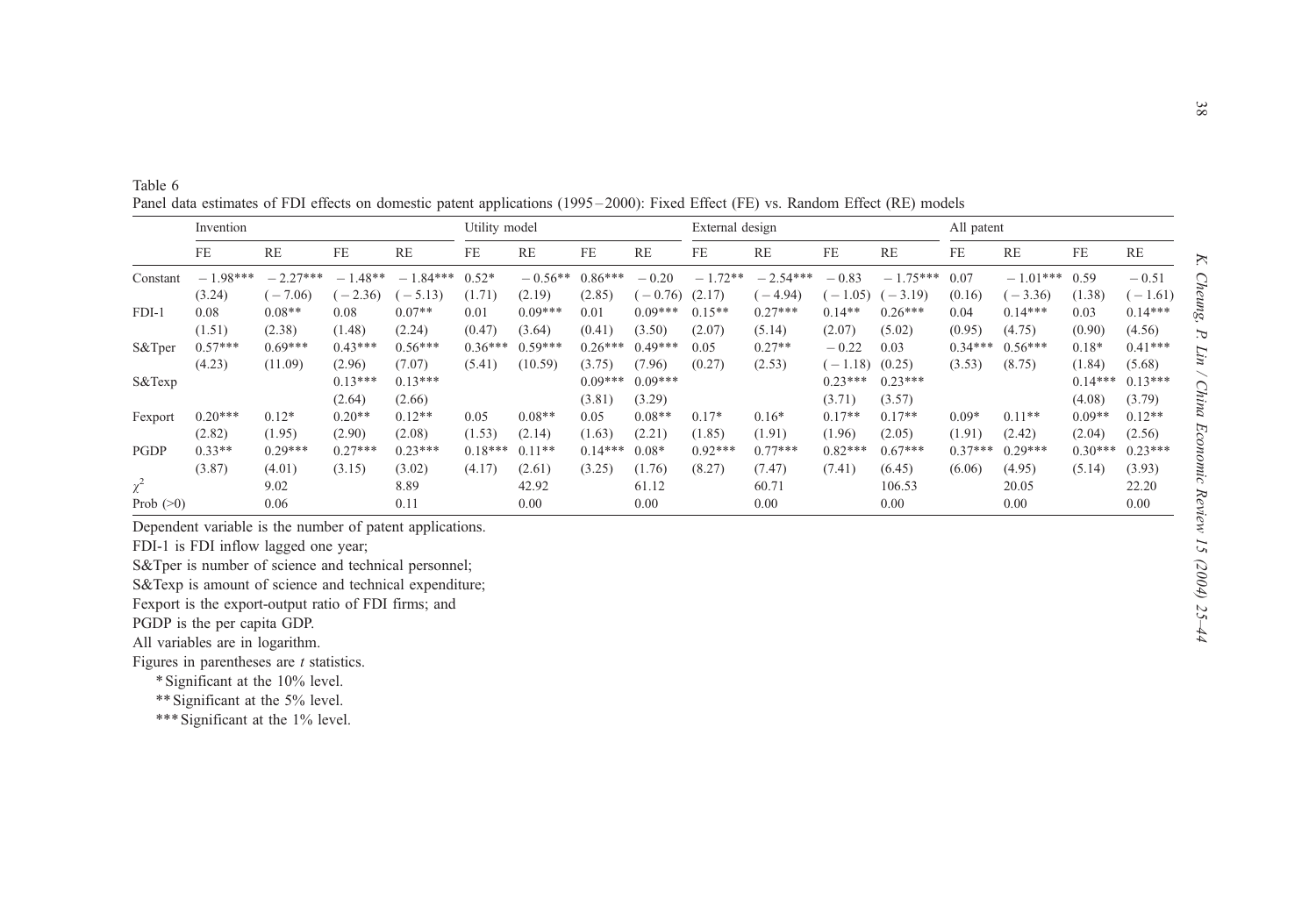Table 6

Panel data estimates of FDI effects on domestic patent applications (1995–2000): Fixed Effect (FE) vs. Random Effect (RE) models

| | Invention | | | | Utility model | | | | External design | | | | All patent | | | |
|---|---|---|---|---|---|---|---|---|---|---|---|---|---|---|---|---|
| | FE | RE | FE | RE | FE | RE | FE | RE | FE | RE | FE | RE | FE | RE | FE | RE |
| Constant | − 1.98*** | − 2.27*** | − 1.48** | − 1.84*** | 0.52* | − 0.56** | 0.86*** | − 0.20 | − 1.72** | − 2.54*** | − 0.83 | − 1.75*** | 0.07 | − 1.01*** | 0.59 | − 0.51 |
| | (3.24) | (− 7.06) | (− 2.36) | (− 5.13) | (1.71) | (2.19) | (2.85) | (− 0.76) | (2.17) | (− 4.94) | (− 1.05) | (− 3.19) | (0.16) | (− 3.36) | (1.38) | (− 1.61) |
| FDI-1 | 0.08 | 0.08** | 0.08 | 0.07** | 0.01 | 0.09*** | 0.01 | 0.09*** | 0.15** | 0.27*** | 0.14** | 0.26*** | 0.04 | 0.14*** | 0.03 | 0.14*** |
| | (1.51) | (2.38) | (1.48) | (2.24) | (0.47) | (3.64) | (0.41) | (3.50) | (2.07) | (5.14) | (2.07) | (5.02) | (0.95) | (4.75) | (0.90) | (4.56) |
| S&Tper | 0.57*** | 0.69*** | 0.43*** | 0.56*** | 0.36*** | 0.59*** | 0.26*** | 0.49*** | 0.05 | 0.27** | − 0.22 | 0.03 | 0.34*** | 0.56*** | 0.18* | 0.41*** |
| | (4.23) | (11.09) | (2.96) | (7.07) | (5.41) | (10.59) | (3.75) | (7.96) | (0.27) | (2.53) | (− 1.18) | (0.25) | (3.53) | (8.75) | (1.84) | (5.68) |
| S&Texp | | | 0.13*** | 0.13*** | | | 0.09*** | 0.09*** | | | 0.23*** | 0.23*** | | | 0.14*** | 0.13*** |
| | | | (2.64) | (2.66) | | | (3.81) | (3.29) | | | (3.71) | (3.57) | | | (4.08) | (3.79) |
| Fexport | 0.20*** | 0.12* | 0.20** | 0.12** | 0.05 | 0.08** | 0.05 | 0.08** | 0.17* | 0.16* | 0.17** | 0.17** | 0.09* | 0.11** | 0.09** | 0.12** |
| | (2.82) | (1.95) | (2.90) | (2.08) | (1.53) | (2.14) | (1.63) | (2.21) | (1.85) | (1.91) | (1.96) | (2.05) | (1.91) | (2.42) | (2.04) | (2.56) |
| PGDP | 0.33** | 0.29*** | 0.27*** | 0.23*** | 0.18*** | 0.11** | 0.14*** | 0.08* | 0.92*** | 0.77*** | 0.82*** | 0.67*** | 0.37*** | 0.29*** | 0.30*** | 0.23*** |
| | (3.87) | (4.01) | (3.15) | (3.02) | (4.17) | (2.61) | (3.25) | (1.76) | (8.27) | (7.47) | (7.41) | (6.45) | (6.06) | (4.95) | (5.14) | (3.93) |
| $\chi^2$ | | 9.02 | | 8.89 | | 42.92 | | 61.12 | | 60.71 | | 106.53 | | 20.05 | | 22.20 |
| Prob (>0) | | 0.06 | | 0.11 | | 0.00 | | 0.00 | | 0.00 | | 0.00 | | 0.00 | | 0.00 |

Dependent variable is the number of patent applications.

FDI-1 is FDI inflow lagged one year;

S&Tper is number of science and technical personnel;

S&Texp is amount of science and technical expenditure;

Fexport is the export-output ratio of FDI firms; and

PGDP is the per capita GDP.

All variables are in logarithm.

Figures in parentheses are *t* statistics.

* Significant at the 10% level.

** Significant at the 5% level.

*** Significant at the 1% level.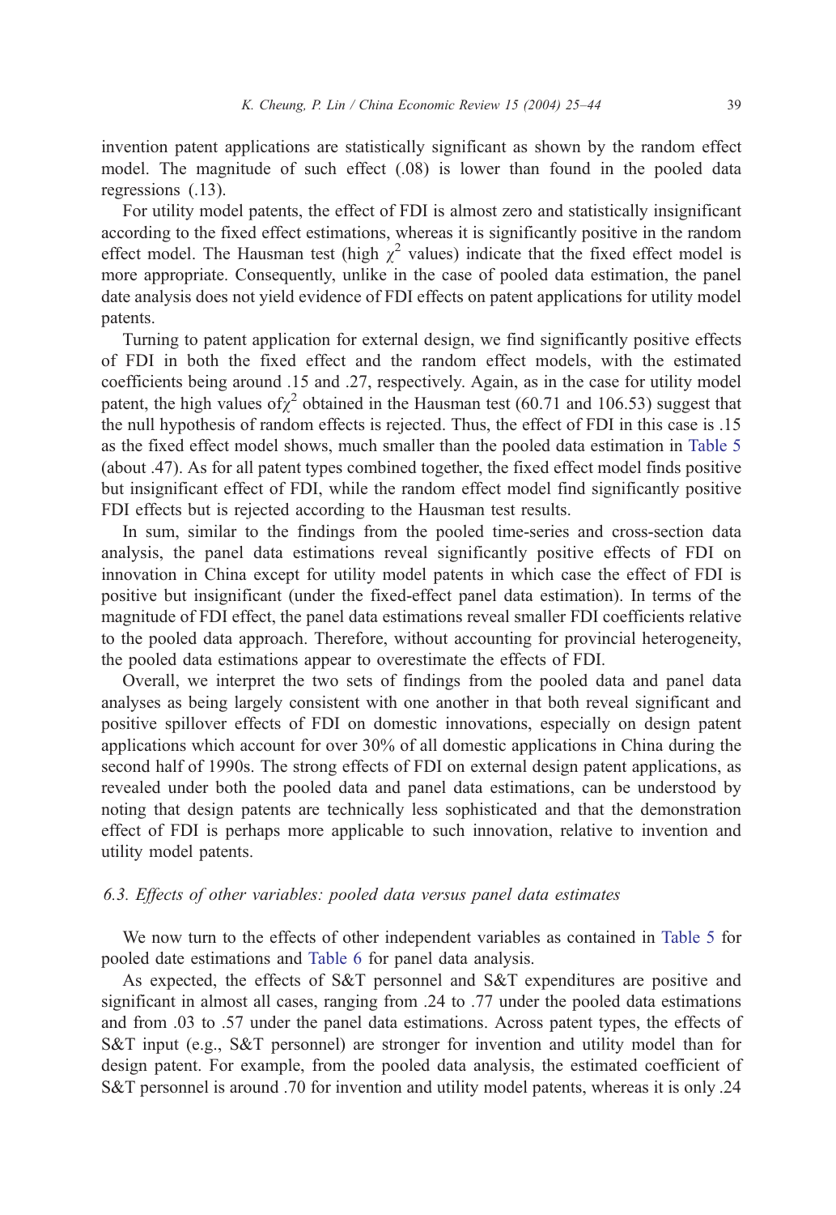invention patent applications are statistically significant as shown by the random effect model. The magnitude of such effect (.08) is lower than found in the pooled data regressions (.13).

For utility model patents, the effect of FDI is almost zero and statistically insignificant according to the fixed effect estimations, whereas it is significantly positive in the random effect model. The Hausman test (high $\chi^2$ values) indicate that the fixed effect model is more appropriate. Consequently, unlike in the case of pooled data estimation, the panel date analysis does not yield evidence of FDI effects on patent applications for utility model patents.

Turning to patent application for external design, we find significantly positive effects of FDI in both the fixed effect and the random effect models, with the estimated coefficients being around .15 and .27, respectively. Again, as in the case for utility model patent, the high values of $\chi^2$ obtained in the Hausman test (60.71 and 106.53) suggest that the null hypothesis of random effects is rejected. Thus, the effect of FDI in this case is .15 as the fixed effect model shows, much smaller than the pooled data estimation in Table 5 (about .47). As for all patent types combined together, the fixed effect model finds positive but insignificant effect of FDI, while the random effect model find significantly positive FDI effects but is rejected according to the Hausman test results.

In sum, similar to the findings from the pooled time-series and cross-section data analysis, the panel data estimations reveal significantly positive effects of FDI on innovation in China except for utility model patents in which case the effect of FDI is positive but insignificant (under the fixed-effect panel data estimation). In terms of the magnitude of FDI effect, the panel data estimations reveal smaller FDI coefficients relative to the pooled data approach. Therefore, without accounting for provincial heterogeneity, the pooled data estimations appear to overestimate the effects of FDI.

Overall, we interpret the two sets of findings from the pooled data and panel data analyses as being largely consistent with one another in that both reveal significant and positive spillover effects of FDI on domestic innovations, especially on design patent applications which account for over 30% of all domestic applications in China during the second half of 1990s. The strong effects of FDI on external design patent applications, as revealed under both the pooled data and panel data estimations, can be understood by noting that design patents are technically less sophisticated and that the demonstration effect of FDI is perhaps more applicable to such innovation, relative to invention and utility model patents.

### *6.3. Effects of other variables: pooled data versus panel data estimates*

We now turn to the effects of other independent variables as contained in Table 5 for pooled date estimations and Table 6 for panel data analysis.

As expected, the effects of S&T personnel and S&T expenditures are positive and significant in almost all cases, ranging from .24 to .77 under the pooled data estimations and from .03 to .57 under the panel data estimations. Across patent types, the effects of S&T input (e.g., S&T personnel) are stronger for invention and utility model than for design patent. For example, from the pooled data analysis, the estimated coefficient of S&T personnel is around .70 for invention and utility model patents, whereas it is only .24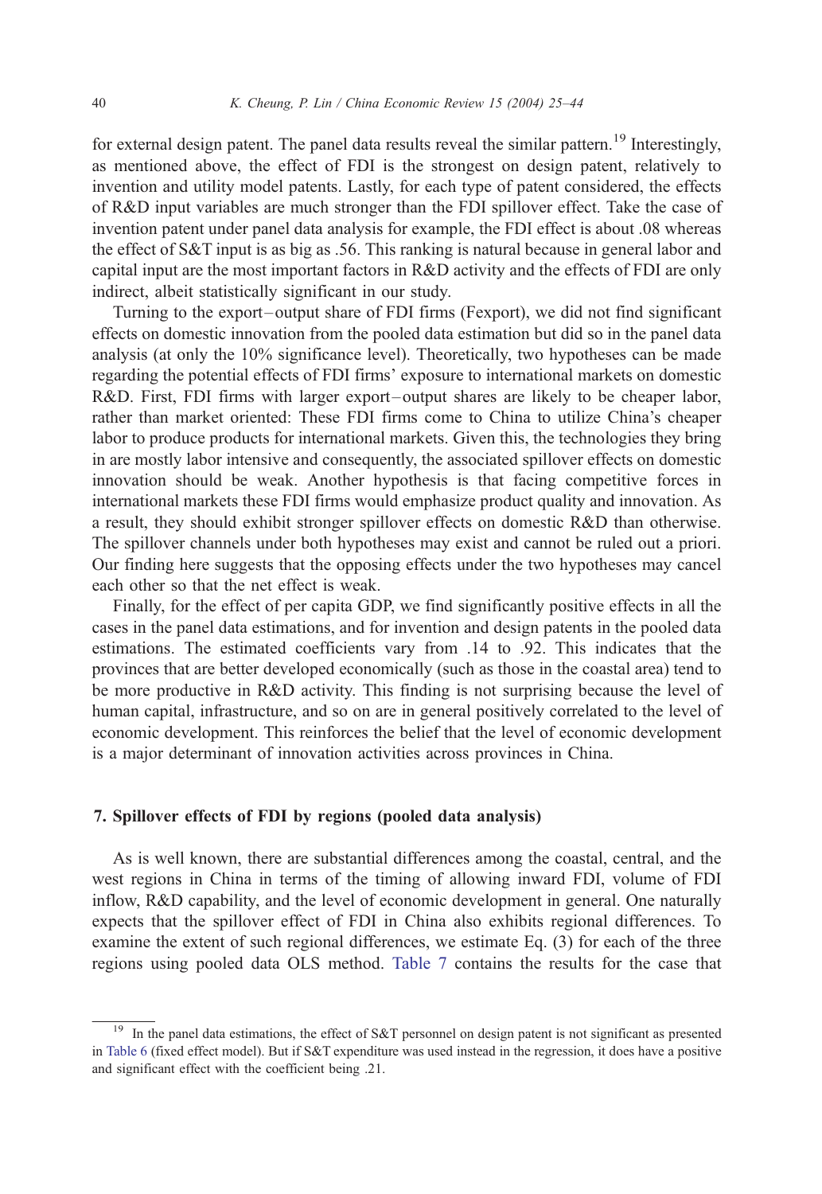for external design patent. The panel data results reveal the similar pattern.[19] Interestingly, as mentioned above, the effect of FDI is the strongest on design patent, relatively to invention and utility model patents. Lastly, for each type of patent considered, the effects of R&D input variables are much stronger than the FDI spillover effect. Take the case of invention patent under panel data analysis for example, the FDI effect is about .08 whereas the effect of S&T input is as big as .56. This ranking is natural because in general labor and capital input are the most important factors in R&D activity and the effects of FDI are only indirect, albeit statistically significant in our study.

Turning to the export–output share of FDI firms (Fexport), we did not find significant effects on domestic innovation from the pooled data estimation but did so in the panel data analysis (at only the 10% significance level). Theoretically, two hypotheses can be made regarding the potential effects of FDI firms' exposure to international markets on domestic R&D. First, FDI firms with larger export–output shares are likely to be cheaper labor, rather than market oriented: These FDI firms come to China to utilize China's cheaper labor to produce products for international markets. Given this, the technologies they bring in are mostly labor intensive and consequently, the associated spillover effects on domestic innovation should be weak. Another hypothesis is that facing competitive forces in international markets these FDI firms would emphasize product quality and innovation. As a result, they should exhibit stronger spillover effects on domestic R&D than otherwise. The spillover channels under both hypotheses may exist and cannot be ruled out a priori. Our finding here suggests that the opposing effects under the two hypotheses may cancel each other so that the net effect is weak.

Finally, for the effect of per capita GDP, we find significantly positive effects in all the cases in the panel data estimations, and for invention and design patents in the pooled data estimations. The estimated coefficients vary from .14 to .92. This indicates that the provinces that are better developed economically (such as those in the coastal area) tend to be more productive in R&D activity. This finding is not surprising because the level of human capital, infrastructure, and so on are in general positively correlated to the level of economic development. This reinforces the belief that the level of economic development is a major determinant of innovation activities across provinces in China.

## 7. Spillover effects of FDI by regions (pooled data analysis)

As is well known, there are substantial differences among the coastal, central, and the west regions in China in terms of the timing of allowing inward FDI, volume of FDI inflow, R&D capability, and the level of economic development in general. One naturally expects that the spillover effect of FDI in China also exhibits regional differences. To examine the extent of such regional differences, we estimate Eq. (3) for each of the three regions using pooled data OLS method. Table 7 contains the results for the case that

---

[19] In the panel data estimations, the effect of S&T personnel on design patent is not significant as presented in Table 6 (fixed effect model). But if S&T expenditure was used instead in the regression, it does have a positive and significant effect with the coefficient being .21.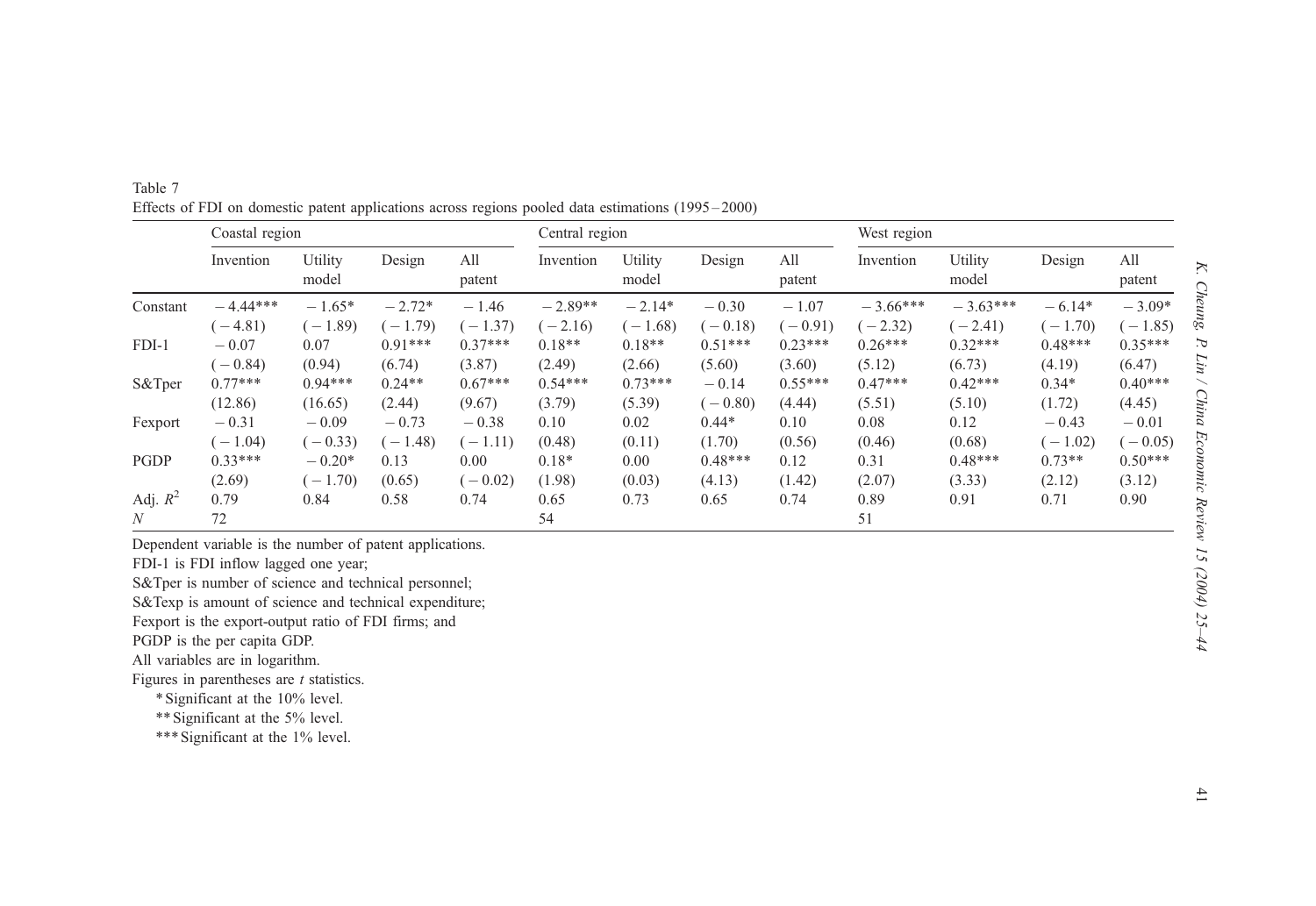Table 7

Effects of FDI on domestic patent applications across regions pooled data estimations (1995–2000)

| | Coastal region | | | | Central region | | | | West region | | | |
|---|---|---|---|---|---|---|---|---|---|---|---|---|
| | Invention | Utility model | Design | All patent | Invention | Utility model | Design | All patent | Invention | Utility model | Design | All patent |
| Constant | −4.44*** | −1.65* | −2.72* | −1.46 | −2.89** | −2.14* | −0.30 | −1.07 | −3.66*** | −3.63*** | −6.14* | −3.09* |
| | (−4.81) | (−1.89) | (−1.79) | (−1.37) | (−2.16) | (−1.68) | (−0.18) | (−0.91) | (−2.32) | (−2.41) | (−1.70) | (−1.85) |
| FDI-1 | −0.07 | 0.07 | 0.91*** | 0.37*** | 0.18** | 0.18** | 0.51*** | 0.23*** | 0.26*** | 0.32*** | 0.48*** | 0.35*** |
| | (−0.84) | (0.94) | (6.74) | (3.87) | (2.49) | (2.66) | (5.60) | (3.60) | (5.12) | (6.73) | (4.19) | (6.47) |
| S&Tper | 0.77*** | 0.94*** | 0.24** | 0.67*** | 0.54*** | 0.73*** | −0.14 | 0.55*** | 0.47*** | 0.42*** | 0.34* | 0.40*** |
| | (12.86) | (16.65) | (2.44) | (9.67) | (3.79) | (5.39) | (−0.80) | (4.44) | (5.51) | (5.10) | (1.72) | (4.45) |
| Fexport | −0.31 | −0.09 | −0.73 | −0.38 | 0.10 | 0.02 | 0.44* | 0.10 | 0.08 | 0.12 | −0.43 | −0.01 |
| | (−1.04) | (−0.33) | (−1.48) | (−1.11) | (0.48) | (0.11) | (1.70) | (0.56) | (0.46) | (0.68) | (−1.02) | (−0.05) |
| PGDP | 0.33*** | −0.20* | 0.13 | 0.00 | 0.18* | 0.00 | 0.48*** | 0.12 | 0.31 | 0.48*** | 0.73** | 0.50*** |
| | (2.69) | (−1.70) | (0.65) | (−0.02) | (1.98) | (0.03) | (4.13) | (1.42) | (2.07) | (3.33) | (2.12) | (3.12) |
| Adj. $R^2$ | 0.79 | 0.84 | 0.58 | 0.74 | 0.65 | 0.73 | 0.65 | 0.74 | 0.89 | 0.91 | 0.71 | 0.90 |
| $N$ | 72 | | | | 54 | | | | 51 | | | |

Dependent variable is the number of patent applications.

FDI-1 is FDI inflow lagged one year;

S&Tper is number of science and technical personnel;

S&Texp is amount of science and technical expenditure;

Fexport is the export-output ratio of FDI firms; and

PGDP is the per capita GDP.

All variables are in logarithm.

Figures in parentheses are *t* statistics.

\* Significant at the 10% level.

\*\* Significant at the 5% level.

\*\*\* Significant at the 1% level.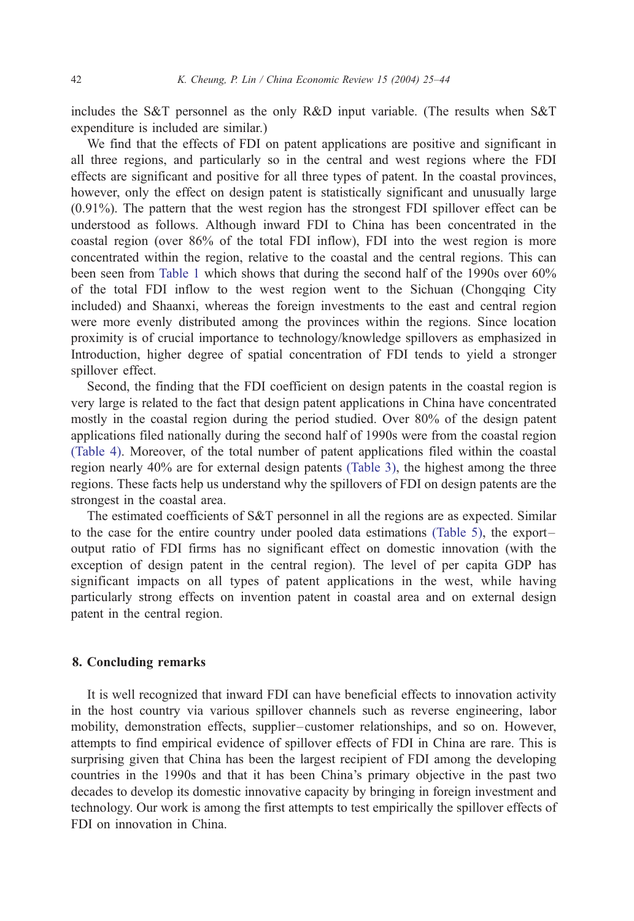includes the S&T personnel as the only R&D input variable. (The results when S&T expenditure is included are similar.)

We find that the effects of FDI on patent applications are positive and significant in all three regions, and particularly so in the central and west regions where the FDI effects are significant and positive for all three types of patent. In the coastal provinces, however, only the effect on design patent is statistically significant and unusually large (0.91%). The pattern that the west region has the strongest FDI spillover effect can be understood as follows. Although inward FDI to China has been concentrated in the coastal region (over 86% of the total FDI inflow), FDI into the west region is more concentrated within the region, relative to the coastal and the central regions. This can been seen from Table 1 which shows that during the second half of the 1990s over 60% of the total FDI inflow to the west region went to the Sichuan (Chongqing City included) and Shaanxi, whereas the foreign investments to the east and central region were more evenly distributed among the provinces within the regions. Since location proximity is of crucial importance to technology/knowledge spillovers as emphasized in Introduction, higher degree of spatial concentration of FDI tends to yield a stronger spillover effect.

Second, the finding that the FDI coefficient on design patents in the coastal region is very large is related to the fact that design patent applications in China have concentrated mostly in the coastal region during the period studied. Over 80% of the design patent applications filed nationally during the second half of 1990s were from the coastal region (Table 4). Moreover, of the total number of patent applications filed within the coastal region nearly 40% are for external design patents (Table 3), the highest among the three regions. These facts help us understand why the spillovers of FDI on design patents are the strongest in the coastal area.

The estimated coefficients of S&T personnel in all the regions are as expected. Similar to the case for the entire country under pooled data estimations (Table 5), the export–output ratio of FDI firms has no significant effect on domestic innovation (with the exception of design patent in the central region). The level of per capita GDP has significant impacts on all types of patent applications in the west, while having particularly strong effects on invention patent in coastal area and on external design patent in the central region.

## 8. Concluding remarks

It is well recognized that inward FDI can have beneficial effects to innovation activity in the host country via various spillover channels such as reverse engineering, labor mobility, demonstration effects, supplier–customer relationships, and so on. However, attempts to find empirical evidence of spillover effects of FDI in China are rare. This is surprising given that China has been the largest recipient of FDI among the developing countries in the 1990s and that it has been China's primary objective in the past two decades to develop its domestic innovative capacity by bringing in foreign investment and technology. Our work is among the first attempts to test empirically the spillover effects of FDI on innovation in China.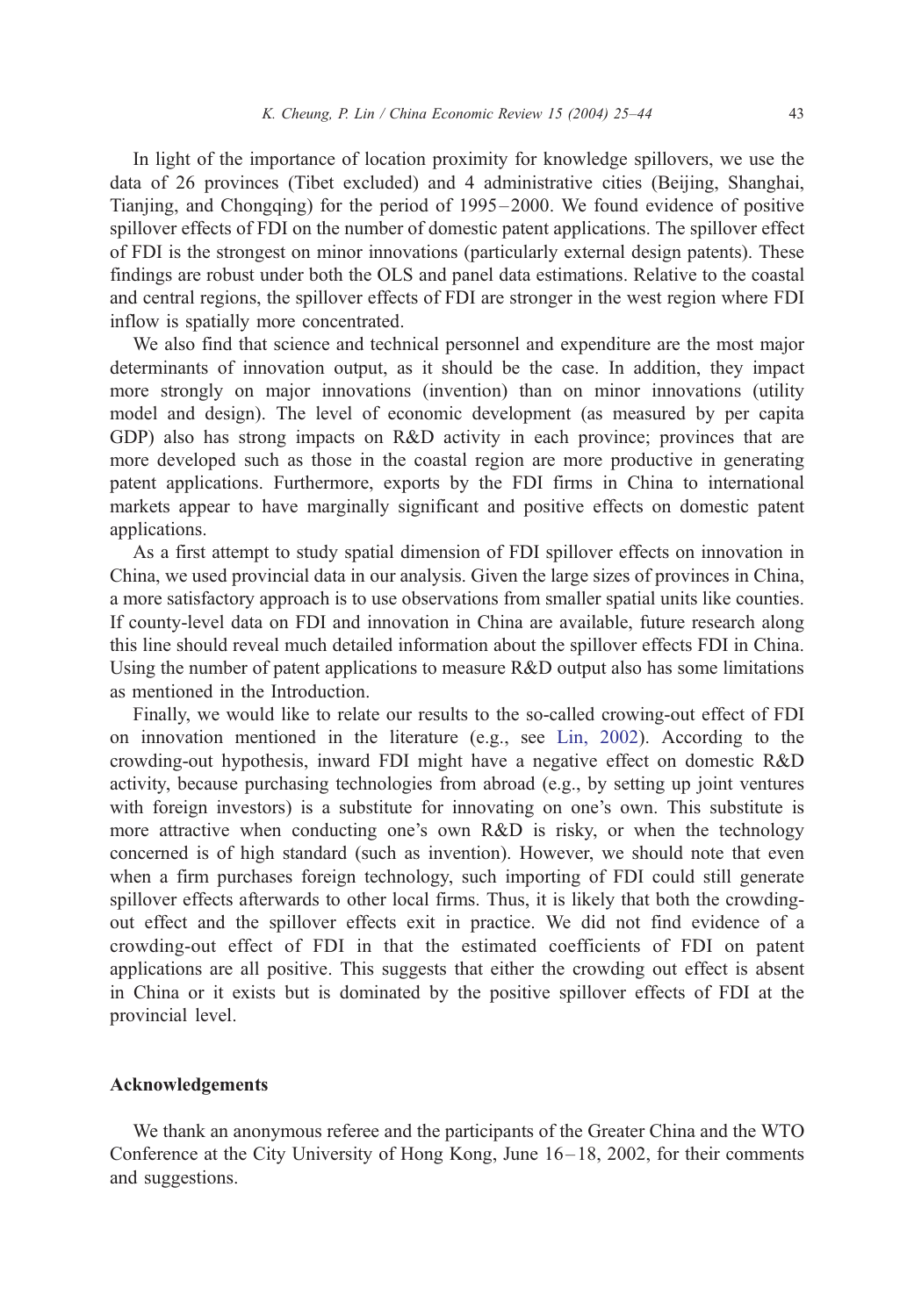In light of the importance of location proximity for knowledge spillovers, we use the data of 26 provinces (Tibet excluded) and 4 administrative cities (Beijing, Shanghai, Tianjing, and Chongqing) for the period of 1995–2000. We found evidence of positive spillover effects of FDI on the number of domestic patent applications. The spillover effect of FDI is the strongest on minor innovations (particularly external design patents). These findings are robust under both the OLS and panel data estimations. Relative to the coastal and central regions, the spillover effects of FDI are stronger in the west region where FDI inflow is spatially more concentrated.

We also find that science and technical personnel and expenditure are the most major determinants of innovation output, as it should be the case. In addition, they impact more strongly on major innovations (invention) than on minor innovations (utility model and design). The level of economic development (as measured by per capita GDP) also has strong impacts on R&D activity in each province; provinces that are more developed such as those in the coastal region are more productive in generating patent applications. Furthermore, exports by the FDI firms in China to international markets appear to have marginally significant and positive effects on domestic patent applications.

As a first attempt to study spatial dimension of FDI spillover effects on innovation in China, we used provincial data in our analysis. Given the large sizes of provinces in China, a more satisfactory approach is to use observations from smaller spatial units like counties. If county-level data on FDI and innovation in China are available, future research along this line should reveal much detailed information about the spillover effects FDI in China. Using the number of patent applications to measure R&D output also has some limitations as mentioned in the Introduction.

Finally, we would like to relate our results to the so-called crowing-out effect of FDI on innovation mentioned in the literature (e.g., see Lin, 2002). According to the crowding-out hypothesis, inward FDI might have a negative effect on domestic R&D activity, because purchasing technologies from abroad (e.g., by setting up joint ventures with foreign investors) is a substitute for innovating on one's own. This substitute is more attractive when conducting one's own R&D is risky, or when the technology concerned is of high standard (such as invention). However, we should note that even when a firm purchases foreign technology, such importing of FDI could still generate spillover effects afterwards to other local firms. Thus, it is likely that both the crowding-out effect and the spillover effects exit in practice. We did not find evidence of a crowding-out effect of FDI in that the estimated coefficients of FDI on patent applications are all positive. This suggests that either the crowding out effect is absent in China or it exists but is dominated by the positive spillover effects of FDI at the provincial level.

## Acknowledgements

We thank an anonymous referee and the participants of the Greater China and the WTO Conference at the City University of Hong Kong, June 16–18, 2002, for their comments and suggestions.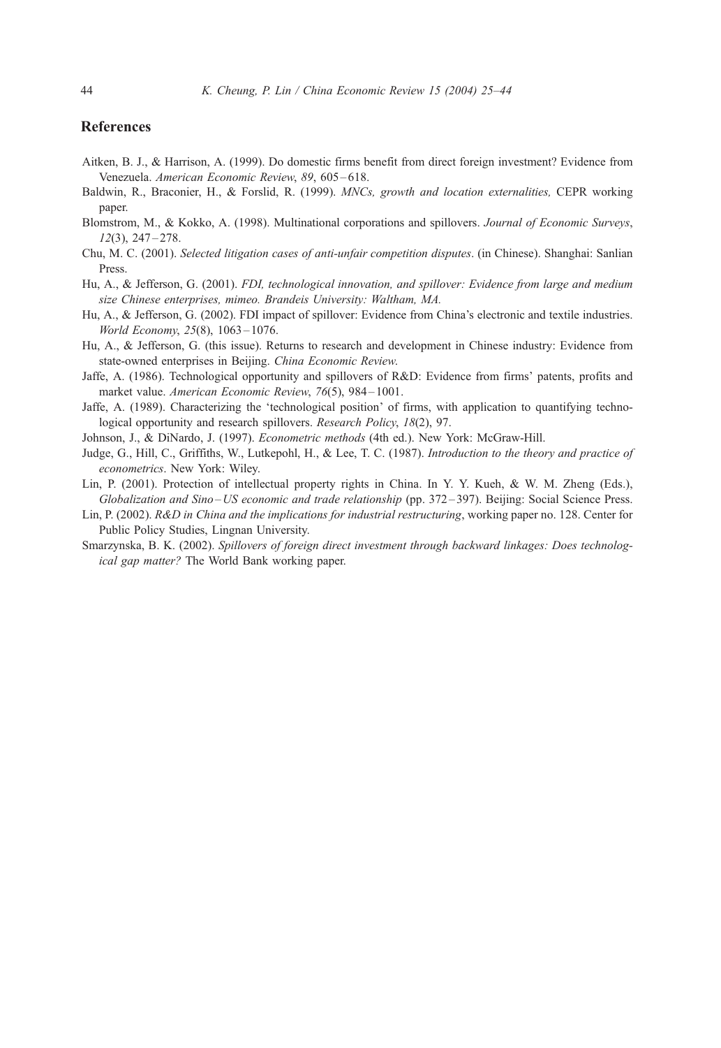## References

Aitken, B. J., & Harrison, A. (1999). Do domestic firms benefit from direct foreign investment? Evidence from Venezuela. *American Economic Review*, *89*, 605–618.

Baldwin, R., Braconier, H., & Forslid, R. (1999). *MNCs, growth and location externalities,* CEPR working paper.

Blomstrom, M., & Kokko, A. (1998). Multinational corporations and spillovers. *Journal of Economic Surveys*, *12*(3), 247–278.

Chu, M. C. (2001). *Selected litigation cases of anti-unfair competition disputes*. (in Chinese). Shanghai: Sanlian Press.

Hu, A., & Jefferson, G. (2001). *FDI, technological innovation, and spillover: Evidence from large and medium size Chinese enterprises, mimeo. Brandeis University: Waltham, MA.*

Hu, A., & Jefferson, G. (2002). FDI impact of spillover: Evidence from China's electronic and textile industries. *World Economy*, *25*(8), 1063–1076.

Hu, A., & Jefferson, G. (this issue). Returns to research and development in Chinese industry: Evidence from state-owned enterprises in Beijing. *China Economic Review*.

Jaffe, A. (1986). Technological opportunity and spillovers of R&D: Evidence from firms' patents, profits and market value. *American Economic Review*, *76*(5), 984–1001.

Jaffe, A. (1989). Characterizing the 'technological position' of firms, with application to quantifying technological opportunity and research spillovers. *Research Policy*, *18*(2), 97.

Johnson, J., & DiNardo, J. (1997). *Econometric methods* (4th ed.). New York: McGraw-Hill.

Judge, G., Hill, C., Griffiths, W., Lutkepohl, H., & Lee, T. C. (1987). *Introduction to the theory and practice of econometrics*. New York: Wiley.

Lin, P. (2001). Protection of intellectual property rights in China. In Y. Y. Kueh, & W. M. Zheng (Eds.), *Globalization and Sino–US economic and trade relationship* (pp. 372–397). Beijing: Social Science Press.

Lin, P. (2002). *R&D in China and the implications for industrial restructuring*, working paper no. 128. Center for Public Policy Studies, Lingnan University.

Smarzynska, B. K. (2002). *Spillovers of foreign direct investment through backward linkages: Does technological gap matter?* The World Bank working paper.